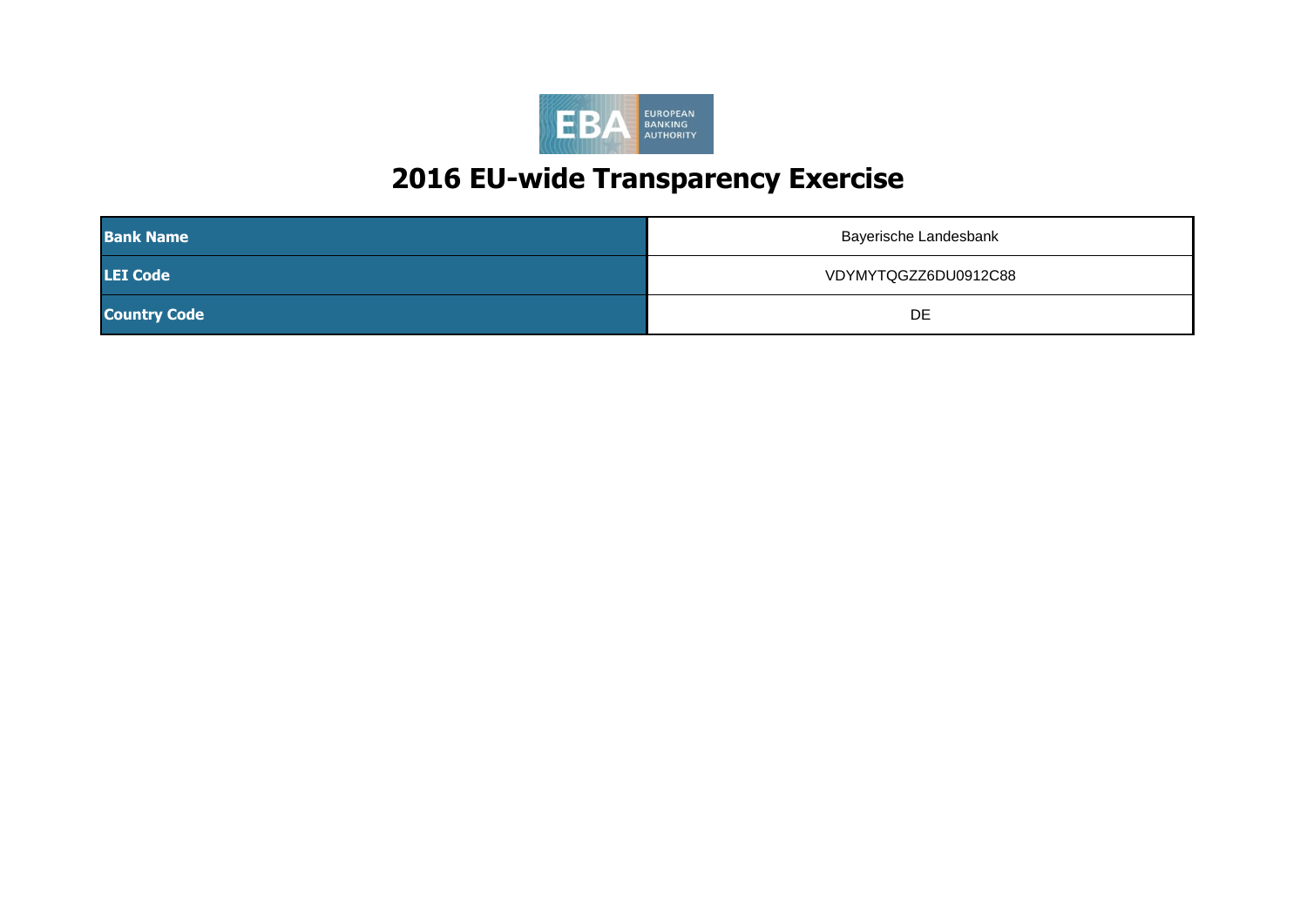# 2016 EU-wide Transparency Exercise

| Bank Name | Bayerische Landesbank |
|---|---|
| LEI Code | VDYMYTQGZZ6DU0912C88 |
| Country Code | DE |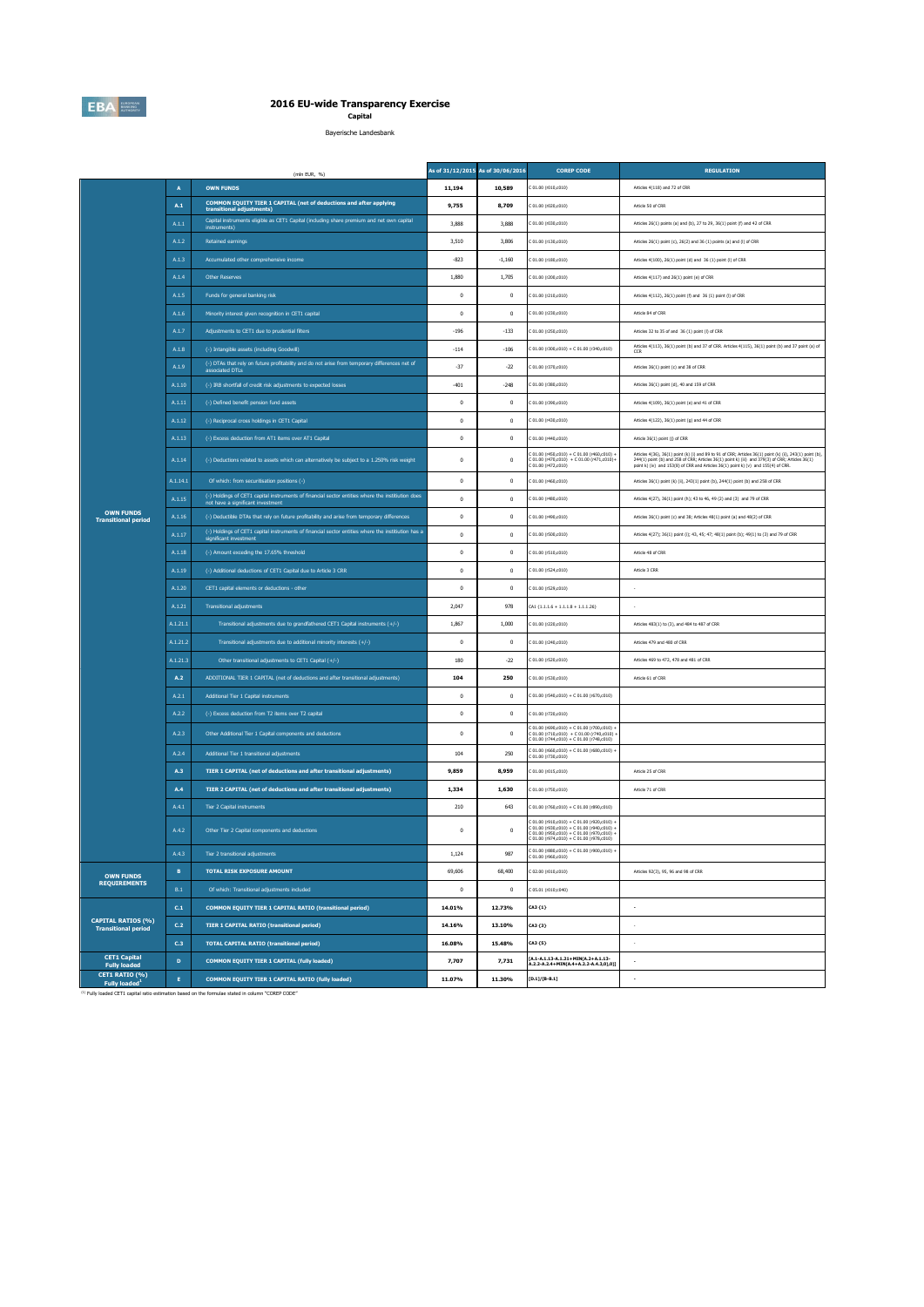# 2016 EU-wide Transparency Exercise

**Capital**

Bayerische Landesbank

| | | (mln EUR, %) | As of 31/12/2015 | As of 30/06/2016 | COREP CODE | REGULATION |
|---|---|---|---|---|---|---|
| OWN FUNDS Transitional period | A | **OWN FUNDS** | **11,194** | **10,589** | C 01.00 (r010,c010) | Articles 4(118) and 72 of CRR |
| | A.1 | **COMMON EQUITY TIER 1 CAPITAL (net of deductions and after applying transitional adjustments)** | **9,755** | **8,709** | C 01.00 (r020,c010) | Article 50 of CRR |
| | A.1.1 | Capital instruments eligible as CET1 Capital (including share premium and net own capital instruments) | 3,888 | 3,888 | C 01.00 (r030,c010) | Articles 26(1) points (a) and (b), 27 to 29, 36(1) point (f) and 42 of CRR |
| | A.1.2 | Retained earnings | 3,510 | 3,806 | C 01.00 (r130,c010) | Articles 26(1) point (c), 26(2) and 36 (1) points (a) and (l) of CRR |
| | A.1.3 | Accumulated other comprehensive income | -823 | -1,160 | C 01.00 (r180,c010) | Articles 4(100), 26(1) point (d) and 36 (1) point (l) of CRR |
| | A.1.4 | Other Reserves | 1,880 | 1,705 | C 01.00 (r200,c010) | Articles 4(117) and 26(1) point (e) of CRR |
| | A.1.5 | Funds for general banking risk | 0 | 0 | C 01.00 (r210,c010) | Articles 4(112), 26(1) point (f) and 36 (1) point (l) of CRR |
| | A.1.6 | Minority interest given recognition in CET1 capital | 0 | 0 | C 01.00 (r230,c010) | Article 84 of CRR |
| | A.1.7 | Adjustments to CET1 due to prudential filters | -196 | -133 | C 01.00 (r250,c010) | Articles 32 to 35 of and 36 (1) point (l) of CRR |
| | A.1.8 | (-) Intangible assets (including Goodwill) | -114 | -106 | C 01.00 (r300,c010) + C 01.00 (r340,c010) | Articles 4(113), 36(1) point (b) and 37 of CRR. Articles 4(115), 36(1) point (b) and 37 point (a) of CCR |
| | A.1.9 | (-) DTAs that rely on future profitability and do not arise from temporary differences net of associated DTLs | -37 | -22 | C 01.00 (r370,c010) | Articles 36(1) point (c) and 38 of CRR |
| | A.1.10 | (-) IRB shortfall of credit risk adjustments to expected losses | -401 | -248 | C 01.00 (r380,c010) | Articles 36(1) point (d), 40 and 159 of CRR |
| | A.1.11 | (-) Defined benefit pension fund assets | 0 | 0 | C 01.00 (r390,c010) | Articles 4(109), 36(1) point (e) and 41 of CRR |
| | A.1.12 | (-) Reciprocal cross holdings in CET1 Capital | 0 | 0 | C 01.00 (r430,c010) | Articles 4(122), 36(1) point (g) and 44 of CRR |
| | A.1.13 | (-) Excess deduction from AT1 items over AT1 Capital | 0 | 0 | C 01.00 (r440,c010) | Article 36(1) point (j) of CRR |
| | A.1.14 | (-) Deductions related to assets which can alternatively be subject to a 1.250% risk weight | 0 | 0 | C 01.00 (r450,c010) + C 01.00 (r460,c010) + C 01.00 (r470,c010) + C 01.00 (r471,c010)+ C 01.00 (r472,c010) | Articles 4(36), 36(1) point (k) (i) and 89 to 91 of CRR; Articles 36(1) point (k) (ii), 243(1) point (b), 244(1) point (b) and 258 of CRR; Articles 36(1) point k) (iii) and 379(3) of CRR; Articles 36(1) point k) (iv) and 153(8) of CRR and Articles 36(1) point k) (v) and 155(4) of CRR. |
| | A.1.14.1 | Of which: from securitisation positions (-) | 0 | 0 | C 01.00 (r460,c010) | Articles 36(1) point (k) (ii), 243(1) point (b), 244(1) point (b) and 258 of CRR |
| | A.1.15 | (-) Holdings of CET1 capital instruments of financial sector entities where the institution does not have a significant investment | 0 | 0 | C 01.00 (r480,c010) | Articles 4(27), 36(1) point (h); 43 to 46, 49 (2) and (3) and 79 of CRR |
| | A.1.16 | (-) Deductible DTAs that rely on future profitability and arise from temporary differences | 0 | 0 | C 01.00 (r490,c010) | Articles 36(1) point (c) and 38; Articles 48(1) point (a) and 48(2) of CRR |
| | A.1.17 | (-) Holdings of CET1 capital instruments of financial sector entities where the institution has a significant investment | 0 | 0 | C 01.00 (r500,c010) | Articles 4(27); 36(1) point (i); 43, 45; 47; 48(1) point (b); 49(1) to (3) and 79 of CRR |
| | A.1.18 | (-) Amount exceding the 17.65% threshold | 0 | 0 | C 01.00 (r510,c010) | Article 48 of CRR |
| | A.1.19 | (-) Additional deductions of CET1 Capital due to Article 3 CRR | 0 | 0 | C 01.00 (r524,c010) | Article 3 CRR |
| | A.1.20 | CET1 capital elements or deductions - other | 0 | 0 | C 01.00 (r529,c010) | - |
| | A.1.21 | Transitional adjustments | 2,047 | 978 | CA1 {1.1.1.6 + 1.1.1.8 + 1.1.1.26} | - |
| | A.1.21.1 | Transitional adjustments due to grandfathered CET1 Capital instruments (+/-) | 1,867 | 1,000 | C 01.00 (r220,c010) | Articles 483(1) to (3), and 484 to 487 of CRR |
| | A.1.21.2 | Transitional adjustments due to additional minority interests (+/-) | 0 | 0 | C 01.00 (r240,c010) | Articles 479 and 480 of CRR |
| | A.1.21.3 | Other transitional adjustments to CET1 Capital (+/-) | 180 | -22 | C 01.00 (r520,c010) | Articles 469 to 472, 478 and 481 of CRR |
| | A.2 | ADDITIONAL TIER 1 CAPITAL (net of deductions and after transitional adjustments) | **104** | **250** | C 01.00 (r530,c010) | Article 61 of CRR |
| | A.2.1 | Additional Tier 1 Capital instruments | 0 | 0 | C 01.00 (r540,c010) + C 01.00 (r670,c010) | |
| | A.2.2 | (-) Excess deduction from T2 items over T2 capital | 0 | 0 | C 01.00 (r720,c010) | |
| | A.2.3 | Other Additional Tier 1 Capital components and deductions | 0 | 0 | C 01.00 (r690,c010) + C 01.00 (r700,c010) + C 01.00 (r710,c010) + C 01.00 (r740,c010) + C 01.00 (r744,c010) + C 01.00 (r748,c010) | |
| | A.2.4 | Additional Tier 1 transitional adjustments | 104 | 250 | C 01.00 (r660,c010) + C 01.00 (r680,c010) + C 01.00 (r730,c010) | |
| | A.3 | **TIER 1 CAPITAL (net of deductions and after transitional adjustments)** | **9,859** | **8,959** | C 01.00 (r015,c010) | Article 25 of CRR |
| | A.4 | **TIER 2 CAPITAL (net of deductions and after transitional adjustments)** | **1,334** | **1,630** | C 01.00 (r750,c010) | Article 71 of CRR |
| | A.4.1 | Tier 2 Capital instruments | 210 | 643 | C 01.00 (r760,c010) + C 01.00 (r890,c010) | |
| | A.4.2 | Other Tier 2 Capital components and deductions | 0 | 0 | C 01.00 (r910,c010) + C 01.00 (r920,c010) + C 01.00 (r930,c010) + C 01.00 (r940,c010) + C 01.00 (r950,c010) + C 01.00 (r970,c010) + C 01.00 (r974,c010) + C 01.00 (r978,c010) | |
| | A.4.3 | Tier 2 transitional adjustments | 1,124 | 987 | C 01.00 (r880,c010) + C 01.00 (r900,c010) + C 01.00 (r960,c010) | |
| OWN FUNDS REQUIREMENTS | B | **TOTAL RISK EXPOSURE AMOUNT** | 69,606 | 68,400 | C 02.00 (r010,c010) | Articles 92(3), 95, 96 and 98 of CRR |
| | B.1 | Of which: Transitional adjustments included | 0 | 0 | C 05.01 (r010;c040) | |
| CAPITAL RATIOS (%) Transitional period | C.1 | **COMMON EQUITY TIER 1 CAPITAL RATIO (transitional period)** | **14.01%** | **12.73%** | CA3 {1} | - |
| | C.2 | **TIER 1 CAPITAL RATIO (transitional period)** | **14.16%** | **13.10%** | CA3 {3} | - |
| | C.3 | **TOTAL CAPITAL RATIO (transitional period)** | **16.08%** | **15.48%** | CA3 {5} | - |
| CET1 Capital Fully loaded | D | **COMMON EQUITY TIER 1 CAPITAL (fully loaded)** | **7,707** | **7,731** | [A.1-A.1.13-A.1.21+MIN(A.2+A.1.13-A.2.2-A.2.4+MIN(A.4+A.2.2-A.4.3,0),0)] | - |
| CET1 RATIO (%) Fully loaded[1] | E | **COMMON EQUITY TIER 1 CAPITAL RATIO (fully loaded)** | **11.07%** | **11.30%** | [D.1]/[B-B.1] | - |

[1] Fully loaded CET1 capital ratio estimation based on the formulae stated in column "COREP CODE"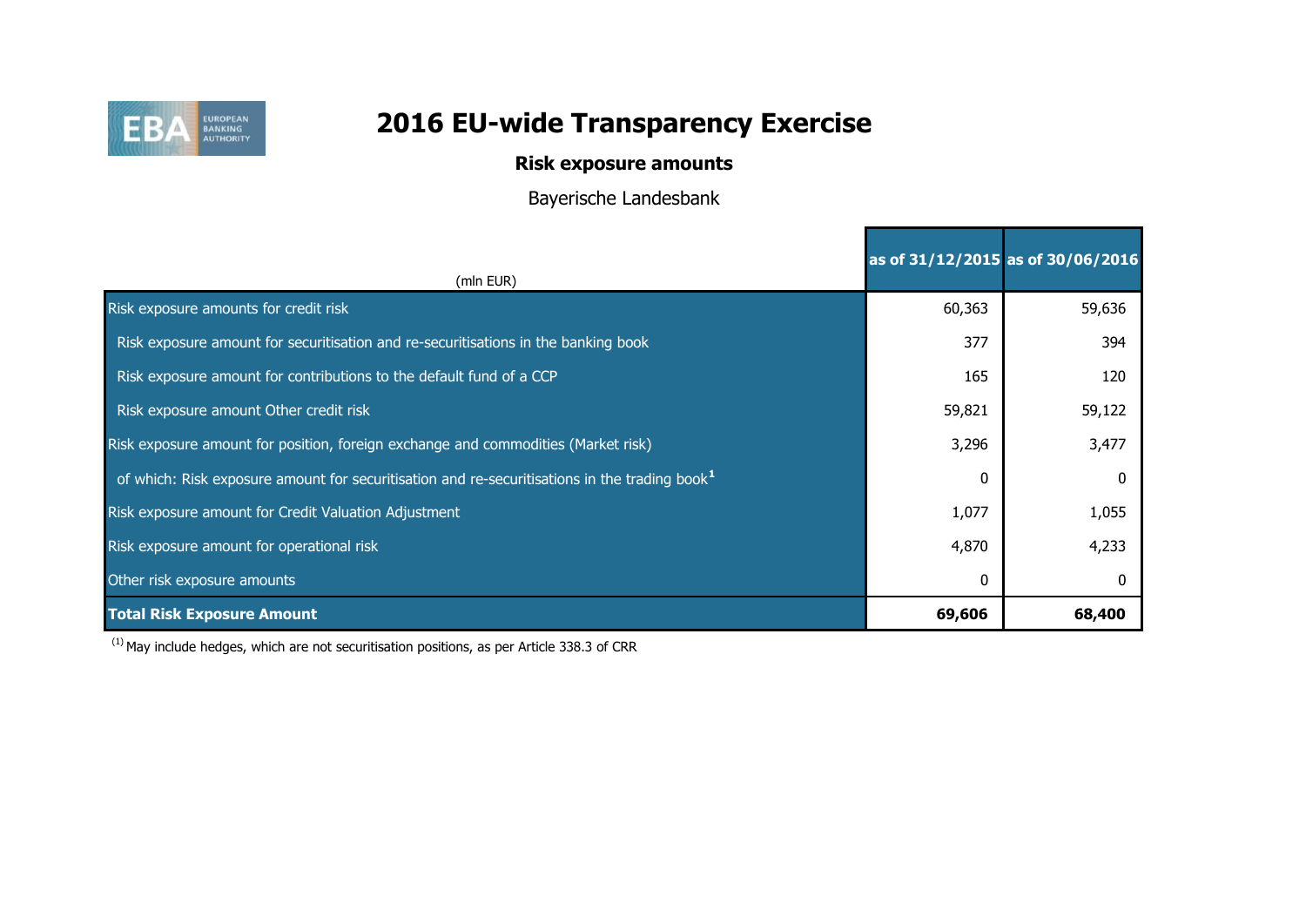# 2016 EU-wide Transparency Exercise

## Risk exposure amounts

Bayerische Landesbank

| (mln EUR) | as of 31/12/2015 | as of 30/06/2016 |
|---|---|---|
| Risk exposure amounts for credit risk | 60,363 | 59,636 |
| Risk exposure amount for securitisation and re-securitisations in the banking book | 377 | 394 |
| Risk exposure amount for contributions to the default fund of a CCP | 165 | 120 |
| Risk exposure amount Other credit risk | 59,821 | 59,122 |
| Risk exposure amount for position, foreign exchange and commodities (Market risk) | 3,296 | 3,477 |
| of which: Risk exposure amount for securitisation and re-securitisations in the trading book[1] | 0 | 0 |
| Risk exposure amount for Credit Valuation Adjustment | 1,077 | 1,055 |
| Risk exposure amount for operational risk | 4,870 | 4,233 |
| Other risk exposure amounts | 0 | 0 |
| **Total Risk Exposure Amount** | **69,606** | **68,400** |

(1) May include hedges, which are not securitisation positions, as per Article 338.3 of CRR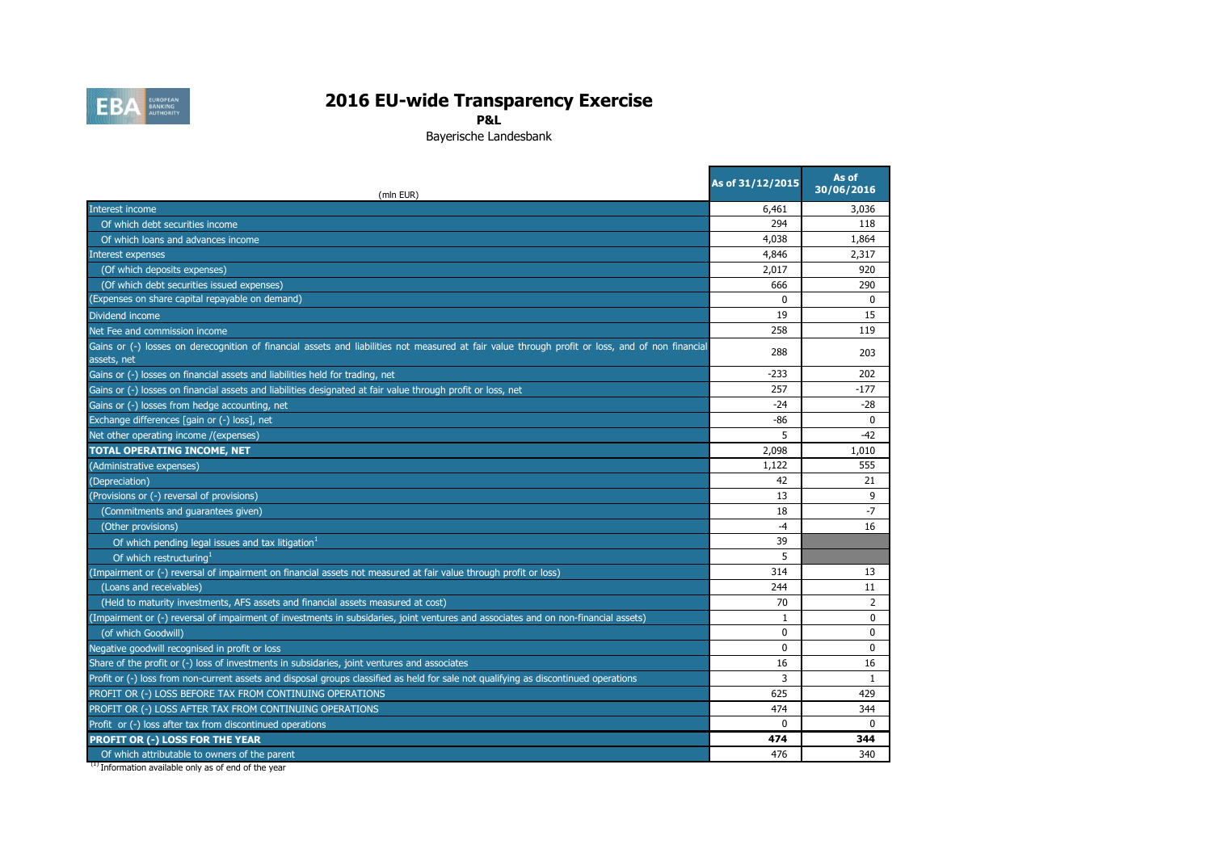# 2016 EU-wide Transparency Exercise

**P&L**

Bayerische Landesbank

| (mln EUR) | As of 31/12/2015 | As of 30/06/2016 |
|---|---|---|
| Interest income | 6,461 | 3,036 |
| Of which debt securities income | 294 | 118 |
| Of which loans and advances income | 4,038 | 1,864 |
| Interest expenses | 4,846 | 2,317 |
| (Of which deposits expenses) | 2,017 | 920 |
| (Of which debt securities issued expenses) | 666 | 290 |
| (Expenses on share capital repayable on demand) | 0 | 0 |
| Dividend income | 19 | 15 |
| Net Fee and commission income | 258 | 119 |
| Gains or (-) losses on derecognition of financial assets and liabilities not measured at fair value through profit or loss, and of non financial assets, net | 288 | 203 |
| Gains or (-) losses on financial assets and liabilities held for trading, net | -233 | 202 |
| Gains or (-) losses on financial assets and liabilities designated at fair value through profit or loss, net | 257 | -177 |
| Gains or (-) losses from hedge accounting, net | -24 | -28 |
| Exchange differences [gain or (-) loss], net | -86 | 0 |
| Net other operating income /(expenses) | 5 | -42 |
| **TOTAL OPERATING INCOME, NET** | 2,098 | 1,010 |
| (Administrative expenses) | 1,122 | 555 |
| (Depreciation) | 42 | 21 |
| (Provisions or (-) reversal of provisions) | 13 | 9 |
| (Commitments and guarantees given) | 18 | -7 |
| (Other provisions) | -4 | 16 |
| Of which pending legal issues and tax litigation[1] | 39 | |
| Of which restructuring[1] | 5 | |
| (Impairment or (-) reversal of impairment on financial assets not measured at fair value through profit or loss) | 314 | 13 |
| (Loans and receivables) | 244 | 11 |
| (Held to maturity investments, AFS assets and financial assets measured at cost) | 70 | 2 |
| (Impairment or (-) reversal of impairment of investments in subsidaries, joint ventures and associates and on non-financial assets) | 1 | 0 |
| (of which Goodwill) | 0 | 0 |
| Negative goodwill recognised in profit or loss | 0 | 0 |
| Share of the profit or (-) loss of investments in subsidaries, joint ventures and associates | 16 | 16 |
| Profit or (-) loss from non-current assets and disposal groups classified as held for sale not qualifying as discontinued operations | 3 | 1 |
| PROFIT OR (-) LOSS BEFORE TAX FROM CONTINUING OPERATIONS | 625 | 429 |
| PROFIT OR (-) LOSS AFTER TAX FROM CONTINUING OPERATIONS | 474 | 344 |
| Profit or (-) loss after tax from discontinued operations | 0 | 0 |
| **PROFIT OR (-) LOSS FOR THE YEAR** | **474** | **344** |
| Of which attributable to owners of the parent | 476 | 340 |

[1] Information available only as of end of the year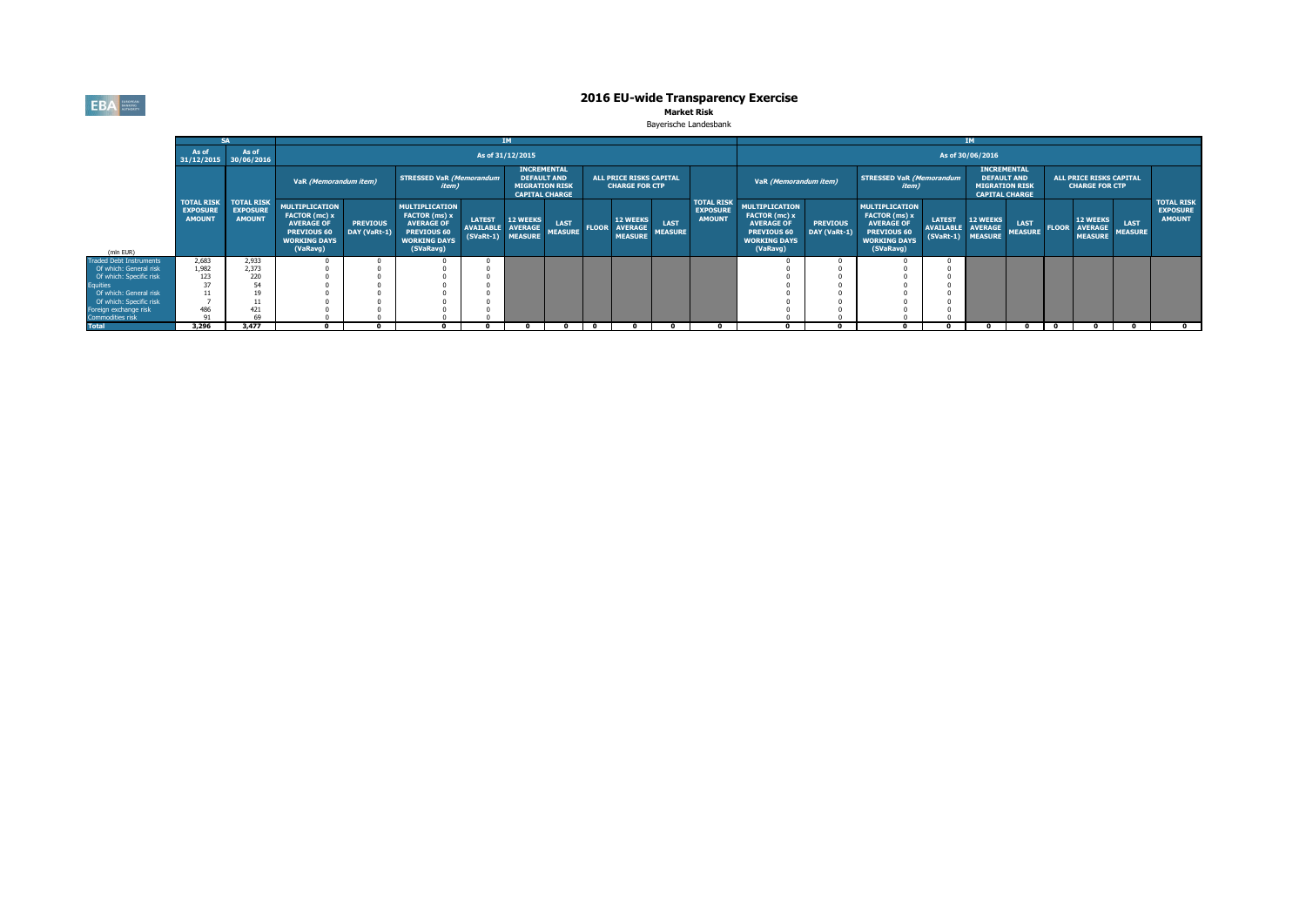# 2016 EU-wide Transparency Exercise

**Market Risk**

Bayerische Landesbank

| | SA | | IM | | | | | | | | | | | | IM | | | | | | | | | | | |
|---|---|---|---|---|---|---|---|---|---|---|---|---|---|---|---|---|---|---|---|---|---|---|---|---|---|---|
| | As of 31/12/2015 | As of 30/06/2016 | As of 31/12/2015 | | | | | | | | | | | | As of 30/06/2016 | | | | | | | | | | | |
| | | | VaR *(Memorandum item)* | | STRESSED VaR *(Memorandum item)* | | INCREMENTAL DEFAULT AND MIGRATION RISK CAPITAL CHARGE | | ALL PRICE RISKS CAPITAL CHARGE FOR CTP | | | | | | VaR *(Memorandum item)* | | STRESSED VaR *(Memorandum item)* | | INCREMENTAL DEFAULT AND MIGRATION RISK CAPITAL CHARGE | | ALL PRICE RISKS CAPITAL CHARGE FOR CTP | | | | | |
| (mln EUR) | TOTAL RISK EXPOSURE AMOUNT | TOTAL RISK EXPOSURE AMOUNT | MULTIPLICATION FACTOR (mc) x AVERAGE OF PREVIOUS 60 WORKING DAYS (VaRavg) | PREVIOUS DAY (VaRt-1) | MULTIPLICATION FACTOR (ms) x AVERAGE OF PREVIOUS 60 WORKING DAYS (SVaRavg) | LATEST AVAILABLE (SVaRt-1) | 12 WEEKS AVERAGE MEASURE | LAST MEASURE | FLOOR | 12 WEEKS AVERAGE MEASURE | LAST MEASURE | TOTAL RISK EXPOSURE AMOUNT | | | MULTIPLICATION FACTOR (mc) x AVERAGE OF PREVIOUS 60 WORKING DAYS (VaRavg) | PREVIOUS DAY (VaRt-1) | MULTIPLICATION FACTOR (ms) x AVERAGE OF PREVIOUS 60 WORKING DAYS (SVaRavg) | LATEST AVAILABLE (SVaRt-1) | 12 WEEKS AVERAGE MEASURE | LAST MEASURE | FLOOR | 12 WEEKS AVERAGE MEASURE | LAST MEASURE | TOTAL RISK EXPOSURE AMOUNT | | |
| Traded Debt Instruments | 2,683 | 2,933 | 0 | 0 | 0 | 0 | | | | | | | | | 0 | 0 | 0 | 0 | | | | | | | | |
| Of which: General risk | 1,982 | 2,373 | 0 | 0 | 0 | 0 | | | | | | | | | 0 | 0 | 0 | 0 | | | | | | | | |
| Of which: Specific risk | 123 | 220 | 0 | 0 | 0 | 0 | | | | | | | | | 0 | 0 | 0 | 0 | | | | | | | | |
| Equities | 37 | 54 | 0 | 0 | 0 | 0 | | | | | | | | | 0 | 0 | 0 | 0 | | | | | | | | |
| Of which: General risk | 11 | 19 | 0 | 0 | 0 | 0 | | | | | | | | | 0 | 0 | 0 | 0 | | | | | | | | |
| Of which: Specific risk | 7 | 11 | 0 | 0 | 0 | 0 | | | | | | | | | 0 | 0 | 0 | 0 | | | | | | | | |
| Foreign exchange risk | 486 | 421 | 0 | 0 | 0 | 0 | | | | | | | | | 0 | 0 | 0 | 0 | | | | | | | | |
| Commodities risk | 91 | 69 | 0 | 0 | 0 | 0 | | | | | | | | | 0 | 0 | 0 | 0 | | | | | | | | |
| **Total** | **3,296** | **3,477** | **0** | **0** | **0** | **0** | **0** | **0** | **0** | **0** | **0** | **0** | | | **0** | **0** | **0** | **0** | **0** | **0** | **0** | **0** | **0** | **0** | | |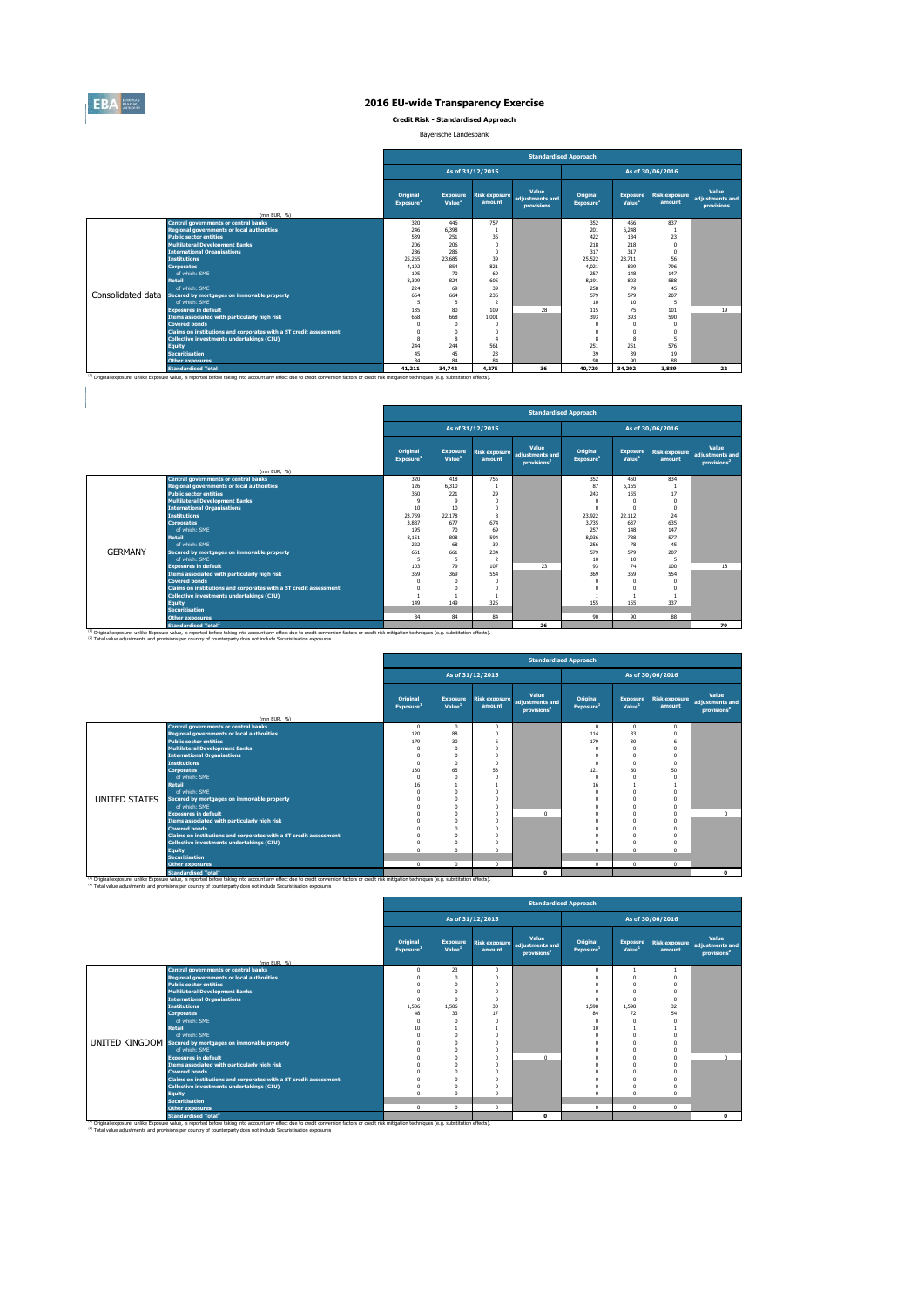# 2016 EU-wide Transparency Exercise

**Credit Risk - Standardised Approach**

Bayerische Landesbank

| | (mln EUR, %) | Standardised Approach | | | | | | | |
|---|---|---|---|---|---|---|---|---|---|
| | | As of 31/12/2015 | | | | As of 30/06/2016 | | | |
| | | Original Exposure[1] | Exposure Value[1] | Risk exposure amount | Value adjustments and provisions | Original Exposure[1] | Exposure Value[1] | Risk exposure amount | Value adjustments and provisions |
| Consolidated data | Central governments or central banks | 320 | 446 | 757 | | 352 | 456 | 837 | |
| | Regional governments or local authorities | 246 | 6,398 | 1 | | 201 | 6,248 | 1 | |
| | Public sector entities | 539 | 251 | 35 | | 422 | 184 | 23 | |
| | Multilateral Development Banks | 206 | 206 | 0 | | 218 | 218 | 0 | |
| | International Organisations | 286 | 286 | 0 | | 317 | 317 | 0 | |
| | Institutions | 25,265 | 23,685 | 39 | | 25,522 | 23,711 | 56 | |
| | Corporates | 4,192 | 854 | 821 | | 4,021 | 829 | 796 | |
| | of which: SME | 195 | 70 | 69 | | 257 | 148 | 147 | |
| | Retail | 8,309 | 824 | 605 | | 8,191 | 803 | 588 | |
| | of which: SME | 224 | 69 | 39 | | 258 | 79 | 45 | |
| | Secured by mortgages on immovable property | 664 | 664 | 236 | | 579 | 579 | 207 | |
| | of which: SME | 5 | 5 | 2 | | 10 | 10 | 5 | |
| | Exposures in default | 135 | 80 | 109 | 28 | 115 | 75 | 101 | 19 |
| | Items associated with particularly high risk | 668 | 668 | 1,001 | | 393 | 393 | 590 | |
| | Covered bonds | 0 | 0 | 0 | | 0 | 0 | 0 | |
| | Claims on institutions and corporates with a ST credit assessment | 0 | 0 | 0 | | 0 | 0 | 0 | |
| | Collective investments undertakings (CIU) | 8 | 8 | 4 | | 8 | 8 | 5 | |
| | Equity | 244 | 244 | 561 | | 251 | 251 | 576 | |
| | Securitisation | 45 | 45 | 23 | | 39 | 39 | 19 | |
| | Other exposures | 84 | 84 | 84 | | 90 | 90 | 88 | |
| | Standardised Total | 41,211 | 34,742 | 4,275 | 36 | 40,720 | 34,202 | 3,889 | 22 |

[1] Original exposure, unlike Exposure value, is reported before taking into account any effect due to credit conversion factors or credit risk mitigation techniques (e.g. substitution effects).

| | (mln EUR, %) | Standardised Approach | | | | | | | |
|---|---|---|---|---|---|---|---|---|---|
| | | As of 31/12/2015 | | | | As of 30/06/2016 | | | |
| | | Original Exposure[1] | Exposure Value[1] | Risk exposure amount | Value adjustments and provisions[2] | Original Exposure[1] | Exposure Value[1] | Risk exposure amount | Value adjustments and provisions[2] |
| GERMANY | Central governments or central banks | 320 | 418 | 755 | | 352 | 450 | 834 | |
| | Regional governments or local authorities | 126 | 6,310 | 1 | | 87 | 6,165 | 1 | |
| | Public sector entities | 360 | 221 | 29 | | 243 | 155 | 17 | |
| | Multilateral Development Banks | 9 | 9 | 0 | | 0 | 0 | 0 | |
| | International Organisations | 10 | 10 | 0 | | 0 | 0 | 0 | |
| | Institutions | 23,759 | 22,178 | 8 | | 23,922 | 22,112 | 24 | |
| | Corporates | 3,887 | 677 | 674 | | 3,735 | 637 | 635 | |
| | of which: SME | 195 | 70 | 69 | | 257 | 148 | 147 | |
| | Retail | 8,151 | 808 | 594 | | 8,036 | 788 | 577 | |
| | of which: SME | 222 | 68 | 39 | | 256 | 78 | 45 | |
| | Secured by mortgages on immovable property | 661 | 661 | 234 | | 579 | 579 | 207 | |
| | of which: SME | 5 | 5 | 2 | | 10 | 10 | 5 | |
| | Exposures in default | 103 | 79 | 107 | 23 | 93 | 74 | 100 | 18 |
| | Items associated with particularly high risk | 369 | 369 | 554 | | 369 | 369 | 554 | |
| | Covered bonds | 0 | 0 | 0 | | 0 | 0 | 0 | |
| | Claims on institutions and corporates with a ST credit assessment | 0 | 0 | 0 | | 0 | 0 | 0 | |
| | Collective investments undertakings (CIU) | 1 | 1 | 1 | | 1 | 1 | 1 | |
| | Equity | 149 | 149 | 325 | | 155 | 155 | 337 | |
| | Securitisation | | | | | | | | |
| | Other exposures | 84 | 84 | 84 | | 90 | 90 | 88 | |
| | Standardised Total[2] | | | | 26 | | | | 79 |

[1] Original exposure, unlike Exposure value, is reported before taking into account any effect due to credit conversion factors or credit risk mitigation techniques (e.g. substitution effects).
[2] Total value adjustments and provisions per country of counterparty does not include Securitisation exposures

| | (mln EUR, %) | Standardised Approach | | | | | | | |
|---|---|---|---|---|---|---|---|---|---|
| | | As of 31/12/2015 | | | | As of 30/06/2016 | | | |
| | | Original Exposure[1] | Exposure Value[1] | Risk exposure amount | Value adjustments and provisions[2] | Original Exposure[1] | Exposure Value[1] | Risk exposure amount | Value adjustments and provisions[2] |
| UNITED STATES | Central governments or central banks | 0 | 0 | 0 | | 0 | 0 | 0 | |
| | Regional governments or local authorities | 120 | 88 | 0 | | 114 | 83 | 0 | |
| | Public sector entities | 179 | 30 | 6 | | 179 | 30 | 6 | |
| | Multilateral Development Banks | 0 | 0 | 0 | | 0 | 0 | 0 | |
| | International Organisations | 0 | 0 | 0 | | 0 | 0 | 0 | |
| | Institutions | 0 | 0 | 0 | | 0 | 0 | 0 | |
| | Corporates | 130 | 65 | 53 | | 121 | 60 | 50 | |
| | of which: SME | 0 | 0 | 0 | | 0 | 0 | 0 | |
| | Retail | 16 | 1 | 1 | | 16 | 1 | 1 | |
| | of which: SME | 0 | 0 | 0 | | 0 | 0 | 0 | |
| | Secured by mortgages on immovable property | 0 | 0 | 0 | | 0 | 0 | 0 | |
| | of which: SME | 0 | 0 | 0 | | 0 | 0 | 0 | |
| | Exposures in default | 0 | 0 | 0 | 0 | 0 | 0 | 0 | 0 |
| | Items associated with particularly high risk | 0 | 0 | 0 | | 0 | 0 | 0 | |
| | Covered bonds | 0 | 0 | 0 | | 0 | 0 | 0 | |
| | Claims on institutions and corporates with a ST credit assessment | 0 | 0 | 0 | | 0 | 0 | 0 | |
| | Collective investments undertakings (CIU) | 0 | 0 | 0 | | 0 | 0 | 0 | |
| | Equity | 0 | 0 | 0 | | 0 | 0 | 0 | |
| | Securitisation | | | | | | | | |
| | Other exposures | 0 | 0 | 0 | | 0 | 0 | 0 | |
| | Standardised Total[2] | | | | 0 | | | | 0 |

[1] Original exposure, unlike Exposure value, is reported before taking into account any effect due to credit conversion factors or credit risk mitigation techniques (e.g. substitution effects).
[2] Total value adjustments and provisions per country of counterparty does not include Securitisation exposures

| | (mln EUR, %) | Standardised Approach | | | | | | | |
|---|---|---|---|---|---|---|---|---|---|
| | | As of 31/12/2015 | | | | As of 30/06/2016 | | | |
| | | Original Exposure[1] | Exposure Value[1] | Risk exposure amount | Value adjustments and provisions[2] | Original Exposure[1] | Exposure Value[1] | Risk exposure amount | Value adjustments and provisions[2] |
| UNITED KINGDOM | Central governments or central banks | 0 | 23 | 0 | | 0 | 1 | 1 | |
| | Regional governments or local authorities | 0 | 0 | 0 | | 0 | 0 | 0 | |
| | Public sector entities | 0 | 0 | 0 | | 0 | 0 | 0 | |
| | Multilateral Development Banks | 0 | 0 | 0 | | 0 | 0 | 0 | |
| | International Organisations | 0 | 0 | 0 | | 0 | 0 | 0 | |
| | Institutions | 1,506 | 1,506 | 30 | | 1,598 | 1,598 | 32 | |
| | Corporates | 48 | 33 | 17 | | 84 | 72 | 54 | |
| | of which: SME | 0 | 0 | 0 | | 0 | 0 | 0 | |
| | Retail | 10 | 1 | 1 | | 10 | 1 | 1 | |
| | of which: SME | 0 | 0 | 0 | | 0 | 0 | 0 | |
| | Secured by mortgages on immovable property | 0 | 0 | 0 | | 0 | 0 | 0 | |
| | of which: SME | 0 | 0 | 0 | | 0 | 0 | 0 | |
| | Exposures in default | 0 | 0 | 0 | 0 | 0 | 0 | 0 | 0 |
| | Items associated with particularly high risk | 0 | 0 | 0 | | 0 | 0 | 0 | |
| | Covered bonds | 0 | 0 | 0 | | 0 | 0 | 0 | |
| | Claims on institutions and corporates with a ST credit assessment | 0 | 0 | 0 | | 0 | 0 | 0 | |
| | Collective investments undertakings (CIU) | 0 | 0 | 0 | | 0 | 0 | 0 | |
| | Equity | 0 | 0 | 0 | | 0 | 0 | 0 | |
| | Securitisation | | | | | | | | |
| | Other exposures | 0 | 0 | 0 | | 0 | 0 | 0 | |
| | Standardised Total[2] | | | | 0 | | | | 0 |

[1] Original exposure, unlike Exposure value, is reported before taking into account any effect due to credit conversion factors or credit risk mitigation techniques (e.g. substitution effects).
[2] Total value adjustments and provisions per country of counterparty does not include Securitisation exposures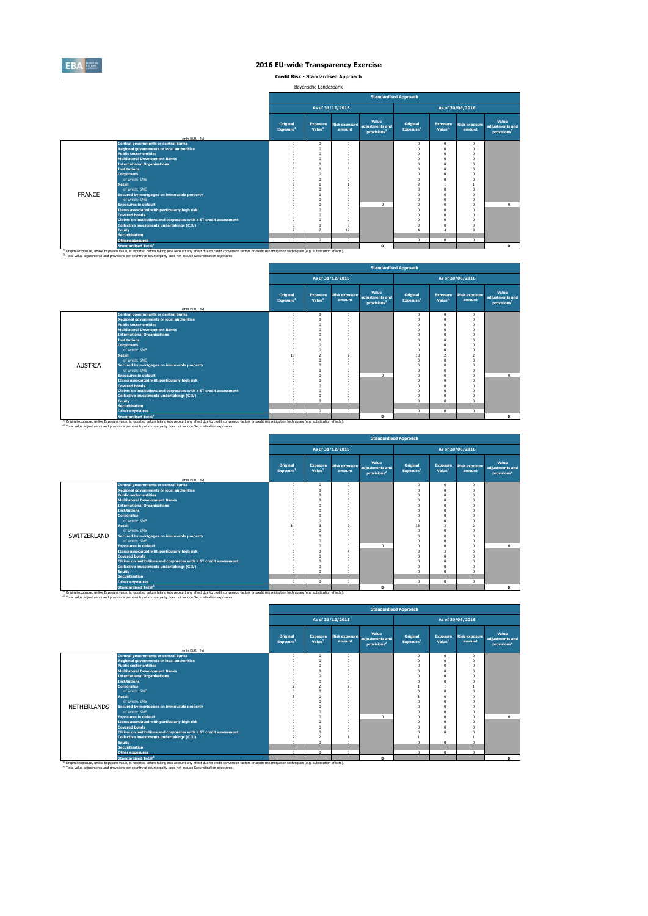# 2016 EU-wide Transparency Exercise

**Credit Risk - Standardised Approach**

Bayerische Landesbank

| | (mln EUR, %) | Standardised Approach | | | | | | | |
|---|---|---|---|---|---|---|---|---|---|
| | | As of 31/12/2015 | | | | As of 30/06/2016 | | | |
| | | Original Exposure[1] | Exposure Value[1] | Risk exposure amount | Value adjustments and provisions[2] | Original Exposure[1] | Exposure Value[1] | Risk exposure amount | Value adjustments and provisions[2] |
| FRANCE | Central governments or central banks | 0 | 0 | 0 | | 0 | 0 | 0 | |
| | Regional governments or local authorities | 0 | 0 | 0 | | 0 | 0 | 0 | |
| | Public sector entities | 0 | 0 | 0 | | 0 | 0 | 0 | |
| | Multilateral Development Banks | 0 | 0 | 0 | | 0 | 0 | 0 | |
| | International Organisations | 0 | 0 | 0 | | 0 | 0 | 0 | |
| | Institutions | 0 | 0 | 0 | | 0 | 0 | 0 | |
| | Corporates | 0 | 0 | 0 | | 0 | 0 | 0 | |
| | of which: SME | 0 | 0 | 0 | | 0 | 0 | 0 | |
| | Retail | 9 | 1 | 1 | | 9 | 1 | 1 | |
| | of which: SME | 0 | 0 | 0 | | 0 | 0 | 0 | |
| | Secured by mortgages on immovable property | 0 | 0 | 0 | | 0 | 0 | 0 | |
| | of which: SME | 0 | 0 | 0 | | 0 | 0 | 0 | |
| | Exposures in default | 0 | 0 | 0 | 0 | 0 | 0 | 0 | 0 |
| | Items associated with particularly high risk | 0 | 0 | 0 | | 0 | 0 | 0 | |
| | Covered bonds | 0 | 0 | 0 | | 0 | 0 | 0 | |
| | Claims on institutions and corporates with a ST credit assessment | 0 | 0 | 0 | | 0 | 0 | 0 | |
| | Collective investments undertakings (CIU) | 0 | 0 | 0 | | 0 | 0 | 0 | |
| | Equity | 7 | 7 | 17 | | 4 | 4 | 9 | |
| | Securitisation | | | | | | | | |
| | Other exposures | 0 | 0 | 0 | | 0 | 0 | 0 | |
| | Standardised Total[2] | | | | 0 | | | | 0 |

[1] Original exposure, unlike Exposure value, is reported before taking into account any effect due to credit conversion factors or credit risk mitigation techniques (e.g. substitution effects).
[2] Total value adjustments and provisions per country of counterparty does not include Securitisation exposures

| | (mln EUR, %) | Standardised Approach | | | | | | | |
|---|---|---|---|---|---|---|---|---|---|
| | | As of 31/12/2015 | | | | As of 30/06/2016 | | | |
| | | Original Exposure[1] | Exposure Value[1] | Risk exposure amount | Value adjustments and provisions[2] | Original Exposure[1] | Exposure Value[1] | Risk exposure amount | Value adjustments and provisions[2] |
| AUSTRIA | Central governments or central banks | 0 | 0 | 0 | | 0 | 0 | 0 | |
| | Regional governments or local authorities | 0 | 0 | 0 | | 0 | 0 | 0 | |
| | Public sector entities | 0 | 0 | 0 | | 0 | 0 | 0 | |
| | Multilateral Development Banks | 0 | 0 | 0 | | 0 | 0 | 0 | |
| | International Organisations | 0 | 0 | 0 | | 0 | 0 | 0 | |
| | Institutions | 0 | 0 | 0 | | 0 | 0 | 0 | |
| | Corporates | 0 | 0 | 0 | | 0 | 0 | 0 | |
| | of which: SME | 0 | 0 | 0 | | 0 | 0 | 0 | |
| | Retail | 18 | 2 | 2 | | 18 | 2 | 2 | |
| | of which: SME | 0 | 0 | 0 | | 0 | 0 | 0 | |
| | Secured by mortgages on immovable property | 0 | 0 | 0 | | 0 | 0 | 0 | |
| | of which: SME | 0 | 0 | 0 | | 0 | 0 | 0 | |
| | Exposures in default | 0 | 0 | 0 | 0 | 0 | 0 | 0 | 0 |
| | Items associated with particularly high risk | 0 | 0 | 0 | | 0 | 0 | 0 | |
| | Covered bonds | 0 | 0 | 0 | | 0 | 0 | 0 | |
| | Claims on institutions and corporates with a ST credit assessment | 0 | 0 | 0 | | 0 | 0 | 0 | |
| | Collective investments undertakings (CIU) | 0 | 0 | 0 | | 0 | 0 | 0 | |
| | Equity | 0 | 0 | 0 | | 0 | 0 | 0 | |
| | Securitisation | | | | | | | | |
| | Other exposures | 0 | 0 | 0 | | 0 | 0 | 0 | |
| | Standardised Total[2] | | | | 0 | | | | 0 |

[1] Original exposure, unlike Exposure value, is reported before taking into account any effect due to credit conversion factors or credit risk mitigation techniques (e.g. substitution effects).
[2] Total value adjustments and provisions per country of counterparty does not include Securitisation exposures

| | (mln EUR, %) | Standardised Approach | | | | | | | |
|---|---|---|---|---|---|---|---|---|---|
| | | As of 31/12/2015 | | | | As of 30/06/2016 | | | |
| | | Original Exposure[1] | Exposure Value[1] | Risk exposure amount | Value adjustments and provisions[2] | Original Exposure[1] | Exposure Value[1] | Risk exposure amount | Value adjustments and provisions[2] |
| SWITZERLAND | Central governments or central banks | 0 | 0 | 0 | | 0 | 0 | 0 | |
| | Regional governments or local authorities | 0 | 0 | 0 | | 0 | 0 | 0 | |
| | Public sector entities | 0 | 0 | 0 | | 0 | 0 | 0 | |
| | Multilateral Development Banks | 0 | 0 | 0 | | 0 | 0 | 0 | |
| | International Organisations | 0 | 0 | 0 | | 0 | 0 | 0 | |
| | Institutions | 0 | 0 | 0 | | 0 | 0 | 0 | |
| | Corporates | 0 | 0 | 0 | | 0 | 0 | 0 | |
| | of which: SME | 0 | 0 | 0 | | 0 | 0 | 0 | |
| | Retail | 34 | 3 | 2 | | 33 | 3 | 2 | |
| | of which: SME | 0 | 0 | 0 | | 0 | 0 | 0 | |
| | Secured by mortgages on immovable property | 0 | 0 | 0 | | 0 | 0 | 0 | |
| | of which: SME | 0 | 0 | 0 | | 0 | 0 | 0 | |
| | Exposures in default | 0 | 0 | 0 | 0 | 0 | 0 | 0 | 0 |
| | Items associated with particularly high risk | 3 | 3 | 4 | | 3 | 3 | 5 | |
| | Covered bonds | 0 | 0 | 0 | | 0 | 0 | 0 | |
| | Claims on institutions and corporates with a ST credit assessment | 0 | 0 | 0 | | 0 | 0 | 0 | |
| | Collective investments undertakings (CIU) | 0 | 0 | 0 | | 0 | 0 | 0 | |
| | Equity | 0 | 0 | 0 | | 0 | 0 | 0 | |
| | Securitisation | | | | | | | | |
| | Other exposures | 0 | 0 | 0 | | 0 | 0 | 0 | |
| | Standardised Total[2] | | | | 0 | | | | 0 |

[1] Original exposure, unlike Exposure value, is reported before taking into account any effect due to credit conversion factors or credit risk mitigation techniques (e.g. substitution effects).
[2] Total value adjustments and provisions per country of counterparty does not include Securitisation exposures

| | (mln EUR, %) | Standardised Approach | | | | | | | |
|---|---|---|---|---|---|---|---|---|---|
| | | As of 31/12/2015 | | | | As of 30/06/2016 | | | |
| | | Original Exposure[1] | Exposure Value[1] | Risk exposure amount | Value adjustments and provisions[2] | Original Exposure[1] | Exposure Value[1] | Risk exposure amount | Value adjustments and provisions[2] |
| NETHERLANDS | Central governments or central banks | 0 | 0 | 0 | | 0 | 0 | 0 | |
| | Regional governments or local authorities | 0 | 0 | 0 | | 0 | 0 | 0 | |
| | Public sector entities | 0 | 0 | 0 | | 0 | 0 | 0 | |
| | Multilateral Development Banks | 0 | 0 | 0 | | 0 | 0 | 0 | |
| | International Organisations | 0 | 0 | 0 | | 0 | 0 | 0 | |
| | Institutions | 0 | 0 | 0 | | 0 | 0 | 0 | |
| | Corporates | 2 | 2 | 2 | | 1 | 1 | 1 | |
| | of which: SME | 0 | 0 | 0 | | 0 | 0 | 0 | |
| | Retail | 3 | 0 | 0 | | 3 | 0 | 0 | |
| | of which: SME | 0 | 0 | 0 | | 0 | 0 | 0 | |
| | Secured by mortgages on immovable property | 0 | 0 | 0 | | 0 | 0 | 0 | |
| | of which: SME | 0 | 0 | 0 | | 0 | 0 | 0 | |
| | Exposures in default | 0 | 0 | 0 | 0 | 0 | 0 | 0 | 0 |
| | Items associated with particularly high risk | 0 | 0 | 0 | | 0 | 0 | 0 | |
| | Covered bonds | 0 | 0 | 0 | | 0 | 0 | 0 | |
| | Claims on institutions and corporates with a ST credit assessment | 0 | 0 | 0 | | 0 | 0 | 0 | |
| | Collective investments undertakings (CIU) | 2 | 2 | 1 | | 1 | 1 | 1 | |
| | Equity | 0 | 0 | 0 | | 0 | 0 | 0 | |
| | Securitisation | | | | | | | | |
| | Other exposures | 0 | 0 | 0 | | 0 | 0 | 0 | |
| | Standardised Total[2] | | | | 0 | | | | 0 |

[1] Original exposure, unlike Exposure value, is reported before taking into account any effect due to credit conversion factors or credit risk mitigation techniques (e.g. substitution effects).
[2] Total value adjustments and provisions per country of counterparty does not include Securitisation exposures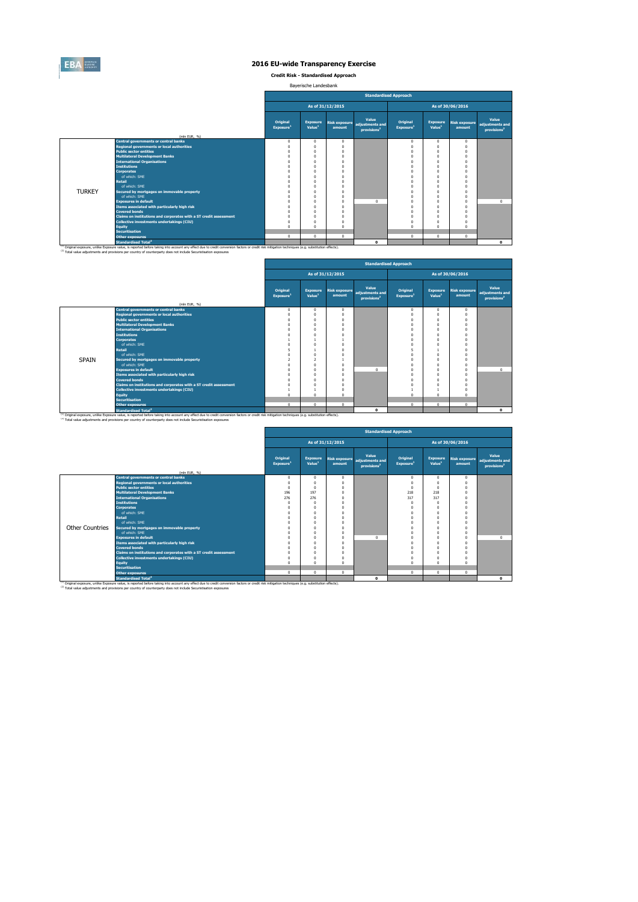# 2016 EU-wide Transparency Exercise

**Credit Risk - Standardised Approach**

Bayerische Landesbank

| | | Standardised Approach | | | | | | | |
|---|---|---|---|---|---|---|---|---|---|
| | | As of 31/12/2015 | | | | As of 30/06/2016 | | | |
| | (mln EUR, %) | Original Exposure[1] | Exposure Value[1] | Risk exposure amount | Value adjustments and provisions[2] | Original Exposure[1] | Exposure Value[1] | Risk exposure amount | Value adjustments and provisions[2] |
| TURKEY | Central governments or central banks | 0 | 0 | 0 | | 0 | 0 | 0 | |
| | Regional governments or local authorities | 0 | 0 | 0 | | 0 | 0 | 0 | |
| | Public sector entities | 0 | 0 | 0 | | 0 | 0 | 0 | |
| | Multilateral Development Banks | 0 | 0 | 0 | | 0 | 0 | 0 | |
| | International Organisations | 0 | 0 | 0 | | 0 | 0 | 0 | |
| | Institutions | 0 | 0 | 0 | | 0 | 0 | 0 | |
| | Corporates | 0 | 0 | 0 | | 0 | 0 | 0 | |
| | of which: SME | 0 | 0 | 0 | | 0 | 0 | 0 | |
| | Retail | 0 | 0 | 0 | | 0 | 0 | 0 | |
| | of which: SME | 0 | 0 | 0 | | 0 | 0 | 0 | |
| | Secured by mortgages on immovable property | 0 | 0 | 0 | | 0 | 0 | 0 | |
| | of which: SME | 0 | 0 | 0 | | 0 | 0 | 0 | |
| | Exposures in default | 0 | 0 | 0 | 0 | 0 | 0 | 0 | 0 |
| | Items associated with particularly high risk | 0 | 0 | 0 | | 0 | 0 | 0 | |
| | Covered bonds | 0 | 0 | 0 | | 0 | 0 | 0 | |
| | Claims on institutions and corporates with a ST credit assessment | 0 | 0 | 0 | | 0 | 0 | 0 | |
| | Collective investments undertakings (CIU) | 0 | 0 | 0 | | 0 | 0 | 0 | |
| | Equity | 0 | 0 | 0 | | 0 | 0 | 0 | |
| | Securitisation | | | | | | | | |
| | Other exposures | 0 | 0 | 0 | | 0 | 0 | 0 | |
| | Standardised Total[2] | | | | 0 | | | | 0 |

[1] Original exposure, unlike Exposure value, is reported before taking into account any effect due to credit conversion factors or credit risk mitigation techniques (e.g. substitution effects).
[2] Total value adjustments and provisions per country of counterparty does not include Securitisation exposures

| | | Standardised Approach | | | | | | | |
|---|---|---|---|---|---|---|---|---|---|
| | | As of 31/12/2015 | | | | As of 30/06/2016 | | | |
| | (mln EUR, %) | Original Exposure[1] | Exposure Value[1] | Risk exposure amount | Value adjustments and provisions[2] | Original Exposure[1] | Exposure Value[1] | Risk exposure amount | Value adjustments and provisions[2] |
| SPAIN | Central governments or central banks | 0 | 0 | 0 | | 0 | 0 | 0 | |
| | Regional governments or local authorities | 0 | 0 | 0 | | 0 | 0 | 0 | |
| | Public sector entities | 0 | 0 | 0 | | 0 | 0 | 0 | |
| | Multilateral Development Banks | 0 | 0 | 0 | | 0 | 0 | 0 | |
| | International Organisations | 0 | 0 | 0 | | 0 | 0 | 0 | |
| | Institutions | 0 | 0 | 0 | | 0 | 0 | 0 | |
| | Corporates | 1 | 1 | 1 | | 0 | 0 | 0 | |
| | of which: SME | 0 | 0 | 0 | | 0 | 0 | 0 | |
| | Retail | 5 | 1 | 0 | | 5 | 1 | 0 | |
| | of which: SME | 0 | 0 | 0 | | 0 | 0 | 0 | |
| | Secured by mortgages on immovable property | 2 | 2 | 1 | | 0 | 0 | 0 | |
| | of which: SME | 0 | 0 | 0 | | 0 | 0 | 0 | |
| | Exposures in default | 0 | 0 | 0 | 0 | 0 | 0 | 0 | 0 |
| | Items associated with particularly high risk | 0 | 0 | 0 | | 0 | 0 | 0 | |
| | Covered bonds | 0 | 0 | 0 | | 0 | 0 | 0 | |
| | Claims on institutions and corporates with a ST credit assessment | 0 | 0 | 0 | | 0 | 0 | 0 | |
| | Collective investments undertakings (CIU) | 1 | 1 | 0 | | 1 | 1 | 0 | |
| | Equity | 0 | 0 | 0 | | 0 | 0 | 0 | |
| | Securitisation | | | | | | | | |
| | Other exposures | 0 | 0 | 0 | | 0 | 0 | 0 | |
| | Standardised Total[2] | | | | 0 | | | | 0 |

[1] Original exposure, unlike Exposure value, is reported before taking into account any effect due to credit conversion factors or credit risk mitigation techniques (e.g. substitution effects).
[2] Total value adjustments and provisions per country of counterparty does not include Securitisation exposures

| | | Standardised Approach | | | | | | | |
|---|---|---|---|---|---|---|---|---|---|
| | | As of 31/12/2015 | | | | As of 30/06/2016 | | | |
| | (mln EUR, %) | Original Exposure[1] | Exposure Value[1] | Risk exposure amount | Value adjustments and provisions[2] | Original Exposure[1] | Exposure Value[1] | Risk exposure amount | Value adjustments and provisions[2] |
| Other Countries | Central governments or central banks | 0 | 0 | 0 | | 0 | 0 | 0 | |
| | Regional governments or local authorities | 0 | 0 | 0 | | 0 | 0 | 0 | |
| | Public sector entities | 0 | 0 | 0 | | 0 | 0 | 0 | |
| | Multilateral Development Banks | 196 | 197 | 0 | | 218 | 218 | 0 | |
| | International Organisations | 276 | 276 | 0 | | 317 | 317 | 0 | |
| | Institutions | 0 | 0 | 0 | | 0 | 0 | 0 | |
| | Corporates | 0 | 0 | 0 | | 0 | 0 | 0 | |
| | of which: SME | 0 | 0 | 0 | | 0 | 0 | 0 | |
| | Retail | 0 | 0 | 0 | | 0 | 0 | 0 | |
| | of which: SME | 0 | 0 | 0 | | 0 | 0 | 0 | |
| | Secured by mortgages on immovable property | 0 | 0 | 0 | | 0 | 0 | 0 | |
| | of which: SME | 0 | 0 | 0 | | 0 | 0 | 0 | |
| | Exposures in default | 0 | 0 | 0 | 0 | 0 | 0 | 0 | 0 |
| | Items associated with particularly high risk | 0 | 0 | 0 | | 0 | 0 | 0 | |
| | Covered bonds | 0 | 0 | 0 | | 0 | 0 | 0 | |
| | Claims on institutions and corporates with a ST credit assessment | 0 | 0 | 0 | | 0 | 0 | 0 | |
| | Collective investments undertakings (CIU) | 0 | 0 | 0 | | 0 | 0 | 0 | |
| | Equity | 0 | 0 | 0 | | 0 | 0 | 0 | |
| | Securitisation | | | | | | | | |
| | Other exposures | 0 | 0 | 0 | | 0 | 0 | 0 | |
| | Standardised Total[2] | | | | 0 | | | | 0 |

[1] Original exposure, unlike Exposure value, is reported before taking into account any effect due to credit conversion factors or credit risk mitigation techniques (e.g. substitution effects).
[2] Total value adjustments and provisions per country of counterparty does not include Securitisation exposures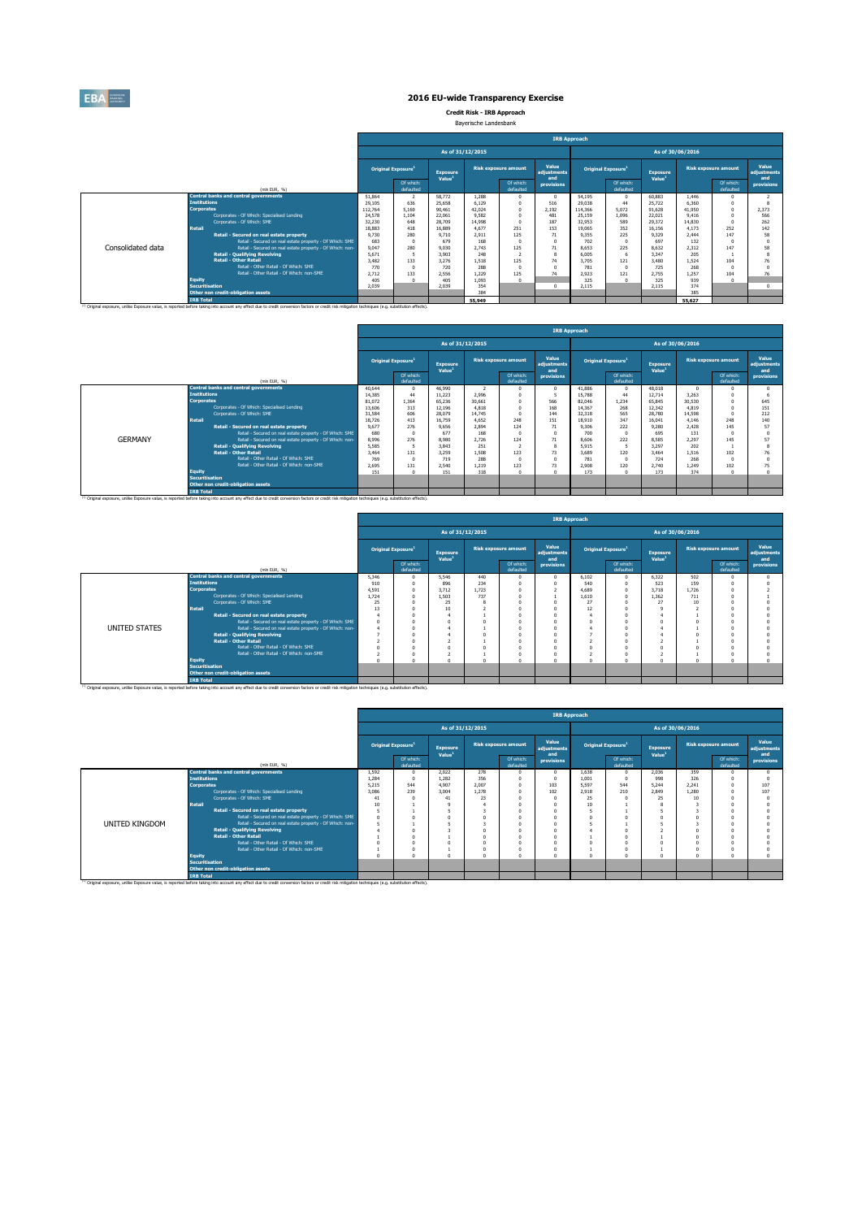# 2016 EU-wide Transparency Exercise

**Credit Risk - IRB Approach**

Bayerische Landesbank

| | | IRB Approach | | | | | | | | | | | |
|---|---|---|---|---|---|---|---|---|---|---|---|---|---|
| | | As of 31/12/2015 | | | | | | As of 30/06/2016 | | | | | |
| | | Original Exposure[1] | | Exposure Value[1] | Risk exposure amount | | Value adjustments and provisions | Original Exposure[1] | | Exposure Value[1] | Risk exposure amount | | Value adjustments and provisions |
| | (mln EUR, %) | | Of which: defaulted | | | Of which: defaulted | | | Of which: defaulted | | | Of which: defaulted | |
| Consolidated data | Central banks and central governments | 51,864 | 2 | 58,772 | 1,288 | 0 | 0 | 54,195 | 0 | 60,883 | 1,446 | 0 | 2 |
| | Institutions | 29,105 | 636 | 25,658 | 6,129 | 0 | 516 | 29,038 | 44 | 25,722 | 6,360 | 0 | 8 |
| | Corporates | 112,764 | 5,169 | 90,461 | 42,024 | 0 | 2,192 | 114,366 | 5,072 | 91,628 | 41,950 | 0 | 2,373 |
| | Corporates - Of Which: Specialised Lending | 24,578 | 1,104 | 22,061 | 9,582 | 0 | 481 | 25,159 | 1,096 | 22,021 | 9,416 | 0 | 566 |
| | Corporates - Of Which: SME | 32,230 | 648 | 28,709 | 14,998 | 0 | 187 | 32,953 | 589 | 29,372 | 14,830 | 0 | 262 |
| | Retail | 18,883 | 418 | 16,889 | 4,677 | 251 | 153 | 19,065 | 352 | 16,156 | 4,173 | 252 | 142 |
| | Retail - Secured on real estate property | 9,730 | 280 | 9,710 | 2,911 | 125 | 71 | 9,355 | 225 | 9,329 | 2,444 | 147 | 58 |
| | Retail - Secured on real estate property - Of Which: SME | 683 | 0 | 679 | 168 | 0 | 0 | 702 | 0 | 697 | 132 | 0 | 0 |
| | Retail - Secured on real estate property - Of Which: non-SME | 9,047 | 280 | 9,030 | 2,743 | 125 | 71 | 8,653 | 225 | 8,632 | 2,312 | 147 | 58 |
| | Retail - Qualifying Revolving | 5,671 | 5 | 3,903 | 248 | 2 | 8 | 6,005 | 6 | 3,347 | 205 | 1 | 8 |
| | Retail - Other Retail | 3,482 | 133 | 3,276 | 1,518 | 125 | 74 | 3,705 | 121 | 3,480 | 1,524 | 104 | 76 |
| | Retail - Other Retail - Of Which: SME | 770 | 0 | 720 | 288 | 0 | 0 | 781 | 0 | 725 | 268 | 0 | 0 |
| | Retail - Other Retail - Of Which: non-SME | 2,712 | 133 | 2,556 | 1,229 | 125 | 74 | 2,923 | 121 | 2,755 | 1,257 | 104 | 76 |
| | Equity | 405 | 0 | 405 | 1,093 | 0 | | 325 | 0 | 325 | 939 | 0 | |
| | Securitisation | 2,039 | | 2,039 | 354 | | 0 | 2,115 | | 2,115 | 374 | | 0 |
| | Other non credit-obligation assets | | | | 384 | | | | | | 385 | | |
| | IRB Total | | | | 55,949 | | | | | | 55,627 | | |

[1] Original exposure, unlike Exposure value, is reported before taking into account any effect due to credit conversion factors or credit risk mitigation techniques (e.g. substitution effects).

| | | IRB Approach | | | | | | | | | | | |
|---|---|---|---|---|---|---|---|---|---|---|---|---|---|
| | | As of 31/12/2015 | | | | | | As of 30/06/2016 | | | | | |
| | | Original Exposure[1] | | Exposure Value[1] | Risk exposure amount | | Value adjustments and provisions | Original Exposure[1] | | Exposure Value[1] | Risk exposure amount | | Value adjustments and provisions |
| | (mln EUR, %) | | Of which: defaulted | | | Of which: defaulted | | | Of which: defaulted | | | Of which: defaulted | |
| GERMANY | Central banks and central governments | 40,644 | 0 | 46,990 | 2 | 0 | 0 | 41,886 | 0 | 48,018 | 0 | 0 | 0 |
| | Institutions | 14,385 | 44 | 11,223 | 2,996 | 0 | 5 | 15,788 | 44 | 12,714 | 3,263 | 0 | 6 |
| | Corporates | 81,072 | 1,364 | 65,236 | 30,661 | 0 | 566 | 82,046 | 1,234 | 65,845 | 30,530 | 0 | 645 |
| | Corporates - Of Which: Specialised Lending | 13,606 | 313 | 12,196 | 4,818 | 0 | 168 | 14,367 | 268 | 12,342 | 4,819 | 0 | 151 |
| | Corporates - Of Which: SME | 31,584 | 606 | 28,079 | 14,745 | 0 | 144 | 32,318 | 565 | 28,780 | 14,598 | 0 | 212 |
| | Retail | 18,726 | 413 | 16,759 | 4,652 | 248 | 151 | 18,910 | 347 | 16,041 | 4,146 | 248 | 140 |
| | Retail - Secured on real estate property | 9,677 | 276 | 9,656 | 2,894 | 124 | 71 | 9,306 | 222 | 9,280 | 2,428 | 145 | 57 |
| | Retail - Secured on real estate property - Of Which: SME | 680 | 0 | 677 | 168 | 0 | 0 | 700 | 0 | 695 | 131 | 0 | 0 |
| | Retail - Secured on real estate property - Of Which: non-SME | 8,996 | 276 | 8,980 | 2,726 | 124 | 71 | 8,606 | 222 | 8,585 | 2,297 | 145 | 57 |
| | Retail - Qualifying Revolving | 5,585 | 5 | 3,843 | 251 | 2 | 8 | 5,915 | 5 | 3,297 | 202 | 1 | 8 |
| | Retail - Other Retail | 3,464 | 131 | 3,259 | 1,508 | 123 | 73 | 3,689 | 120 | 3,464 | 1,516 | 102 | 76 |
| | Retail - Other Retail - Of Which: SME | 769 | 0 | 719 | 288 | 0 | 0 | 781 | 0 | 724 | 268 | 0 | 0 |
| | Retail - Other Retail - Of Which: non-SME | 2,695 | 131 | 2,540 | 1,219 | 123 | 73 | 2,908 | 120 | 2,740 | 1,249 | 102 | 75 |
| | Equity | 151 | 0 | 151 | 318 | 0 | 0 | 173 | 0 | 173 | 374 | 0 | 0 |
| | Securitisation | | | | | | | | | | | | |
| | Other non credit-obligation assets | | | | | | | | | | | | |
| | IRB Total | | | | | | | | | | | | |

[1] Original exposure, unlike Exposure value, is reported before taking into account any effect due to credit conversion factors or credit risk mitigation techniques (e.g. substitution effects).

| | | IRB Approach | | | | | | | | | | | |
|---|---|---|---|---|---|---|---|---|---|---|---|---|---|
| | | As of 31/12/2015 | | | | | | As of 30/06/2016 | | | | | |
| | | Original Exposure[1] | | Exposure Value[1] | Risk exposure amount | | Value adjustments and provisions | Original Exposure[1] | | Exposure Value[1] | Risk exposure amount | | Value adjustments and provisions |
| | (mln EUR, %) | | Of which: defaulted | | | Of which: defaulted | | | Of which: defaulted | | | Of which: defaulted | |
| UNITED STATES | Central banks and central governments | 5,346 | 0 | 5,546 | 440 | 0 | 0 | 6,102 | 0 | 6,322 | 502 | 0 | 0 |
| | Institutions | 910 | 0 | 896 | 234 | 0 | 0 | 540 | 0 | 523 | 159 | 0 | 0 |
| | Corporates | 4,591 | 0 | 3,712 | 1,723 | 0 | 2 | 4,689 | 0 | 3,718 | 1,726 | 0 | 2 |
| | Corporates - Of Which: Specialised Lending | 1,724 | 0 | 1,503 | 737 | 0 | 1 | 1,610 | 0 | 1,362 | 711 | 0 | 1 |
| | Corporates - Of Which: SME | 25 | 0 | 25 | 8 | 0 | 0 | 27 | 0 | 27 | 10 | 0 | 0 |
| | Retail | 13 | 0 | 10 | 2 | 0 | 0 | 12 | 0 | 9 | 2 | 0 | 0 |
| | Retail - Secured on real estate property | 4 | 0 | 4 | 1 | 0 | 0 | 4 | 0 | 4 | 1 | 0 | 0 |
| | Retail - Secured on real estate property - Of Which: SME | 0 | 0 | 0 | 0 | 0 | 0 | 0 | 0 | 0 | 0 | 0 | 0 |
| | Retail - Secured on real estate property - Of Which: non-SME | 4 | 0 | 4 | 1 | 0 | 0 | 4 | 0 | 4 | 1 | 0 | 0 |
| | Retail - Qualifying Revolving | 7 | 0 | 4 | 0 | 0 | 0 | 7 | 0 | 4 | 0 | 0 | 0 |
| | Retail - Other Retail | 2 | 0 | 2 | 1 | 0 | 0 | 2 | 0 | 2 | 1 | 0 | 0 |
| | Retail - Other Retail - Of Which: SME | 0 | 0 | 0 | 0 | 0 | 0 | 0 | 0 | 0 | 0 | 0 | 0 |
| | Retail - Other Retail - Of Which: non-SME | 2 | 0 | 2 | 1 | 0 | 0 | 2 | 0 | 2 | 1 | 0 | 0 |
| | Equity | 0 | 0 | 0 | 0 | 0 | 0 | 0 | 0 | 0 | 0 | 0 | 0 |
| | Securitisation | | | | | | | | | | | | |
| | Other non credit-obligation assets | | | | | | | | | | | | |
| | IRB Total | | | | | | | | | | | | |

[1] Original exposure, unlike Exposure value, is reported before taking into account any effect due to credit conversion factors or credit risk mitigation techniques (e.g. substitution effects).

| | | IRB Approach | | | | | | | | | | | |
|---|---|---|---|---|---|---|---|---|---|---|---|---|---|
| | | As of 31/12/2015 | | | | | | As of 30/06/2016 | | | | | |
| | | Original Exposure[1] | | Exposure Value[1] | Risk exposure amount | | Value adjustments and provisions | Original Exposure[1] | | Exposure Value[1] | Risk exposure amount | | Value adjustments and provisions |
| | (mln EUR, %) | | Of which: defaulted | | | Of which: defaulted | | | Of which: defaulted | | | Of which: defaulted | |
| UNITED KINGDOM | Central banks and central governments | 1,592 | 0 | 2,022 | 278 | 0 | 0 | 1,638 | 0 | 2,036 | 359 | 0 | 0 |
| | Institutions | 1,284 | 0 | 1,282 | 356 | 0 | 0 | 1,001 | 0 | 998 | 326 | 0 | 0 |
| | Corporates | 5,215 | 544 | 4,907 | 2,007 | 0 | 103 | 5,597 | 544 | 5,244 | 2,241 | 0 | 107 |
| | Corporates - Of Which: Specialised Lending | 3,086 | 239 | 3,004 | 1,278 | 0 | 102 | 2,918 | 210 | 2,849 | 1,280 | 0 | 107 |
| | Corporates - Of Which: SME | 41 | 0 | 41 | 23 | 0 | 0 | 25 | 0 | 25 | 10 | 0 | 0 |
| | Retail | 10 | 1 | 9 | 4 | 0 | 0 | 10 | 1 | 8 | 3 | 0 | 0 |
| | Retail - Secured on real estate property | 5 | 1 | 5 | 3 | 0 | 0 | 5 | 1 | 5 | 3 | 0 | 0 |
| | Retail - Secured on real estate property - Of Which: SME | 0 | 0 | 0 | 0 | 0 | 0 | 0 | 0 | 0 | 0 | 0 | 0 |
| | Retail - Secured on real estate property - Of Which: non-SME | 5 | 1 | 5 | 3 | 0 | 0 | 5 | 1 | 5 | 3 | 0 | 0 |
| | Retail - Qualifying Revolving | 4 | 0 | 3 | 0 | 0 | 0 | 4 | 0 | 2 | 0 | 0 | 0 |
| | Retail - Other Retail | 1 | 0 | 1 | 0 | 0 | 0 | 1 | 0 | 1 | 0 | 0 | 0 |
| | Retail - Other Retail - Of Which: SME | 0 | 0 | 0 | 0 | 0 | 0 | 0 | 0 | 0 | 0 | 0 | 0 |
| | Retail - Other Retail - Of Which: non-SME | 1 | 0 | 1 | 0 | 0 | 0 | 1 | 0 | 1 | 0 | 0 | 0 |
| | Equity | 0 | 0 | 0 | 0 | 0 | 0 | 0 | 0 | 0 | 0 | 0 | 0 |
| | Securitisation | | | | | | | | | | | | |
| | Other non credit-obligation assets | | | | | | | | | | | | |
| | IRB Total | | | | | | | | | | | | |

[1] Original exposure, unlike Exposure value, is reported before taking into account any effect due to credit conversion factors or credit risk mitigation techniques (e.g. substitution effects).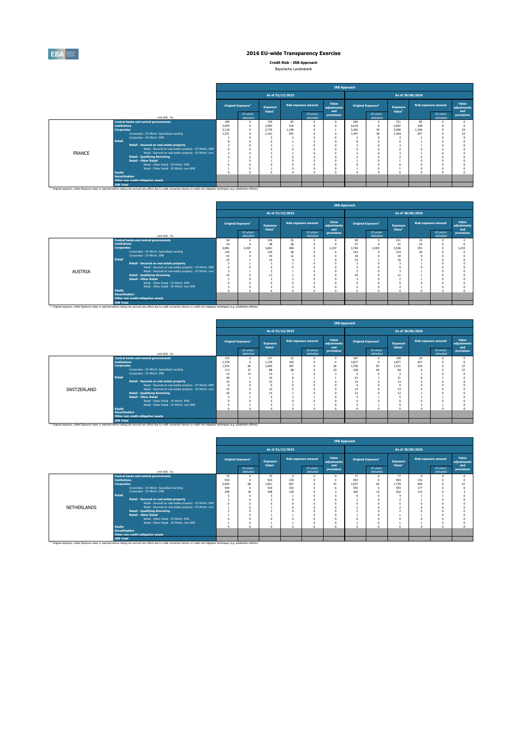# 2016 EU-wide Transparency Exercise

**Credit Risk - IRB Approach**

Bayerische Landesbank

## FRANCE

| (mln EUR, %) | As of 31/12/2015 Original Exposure[1] | Of which: defaulted | Exposure Value[1] | Risk exposure amount | Of which: defaulted | Value adjustments and provisions | As of 30/06/2016 Original Exposure[1] | Of which: defaulted | Exposure Value[1] | Risk exposure amount | Of which: defaulted | Value adjustments and provisions |
|---|---|---|---|---|---|---|---|---|---|---|---|---|
| Central banks and central governments | 190 | 0 | 729 | 87 | 0 | 0 | 204 | 0 | 711 | 85 | 0 | 0 |
| Institutions | 3,094 | 0 | 3,083 | 416 | 0 | 0 | 2,618 | 0 | 2,607 | 348 | 0 | 0 |
| Corporates | 3,118 | 0 | 2,776 | 1,148 | 0 | 1 | 3,265 | 39 | 2,940 | 1,246 | 0 | 24 |
| Corporates - Of Which: Specialised Lending | 1,221 | 0 | 1,161 | 591 | 0 | 0 | 1,447 | 38 | 1,364 | 657 | 0 | 23 |
| Corporates - Of Which: SME | 3 | 0 | 3 | 2 | 0 | 0 | 3 | 0 | 3 | 2 | 0 | 0 |
| Retail | 8 | 0 | 6 | 1 | 0 | 0 | 8 | 0 | 6 | 1 | 0 | 0 |
| Retail - Secured on real estate property | 3 | 0 | 3 | 1 | 0 | 0 | 3 | 0 | 3 | 1 | 0 | 0 |
| Retail - Secured on real estate property - Of Which: SME | 0 | 0 | 0 | 0 | 0 | 0 | 0 | 0 | 0 | 0 | 0 | 0 |
| Retail - Secured on real estate property - Of Which: non-SME | 3 | 0 | 3 | 1 | 0 | 0 | 3 | 0 | 3 | 1 | 0 | 0 |
| Retail - Qualifying Revolving | 4 | 0 | 3 | 0 | 0 | 0 | 4 | 0 | 2 | 0 | 0 | 0 |
| Retail - Other Retail | 1 | 0 | 1 | 0 | 0 | 0 | 1 | 0 | 1 | 0 | 0 | 0 |
| Retail - Other Retail - Of Which: SME | 0 | 0 | 0 | 0 | 0 | 0 | 0 | 0 | 0 | 0 | 0 | 0 |
| Retail - Other Retail - Of Which: non-SME | 1 | 0 | 1 | 0 | 0 | 0 | 1 | 0 | 1 | 0 | 0 | 0 |
| Equity | 0 | 0 | 0 | 0 | 0 | 0 | 0 | 0 | 0 | 0 | 0 | 0 |
| Securitisation | | | | | | | | | | | | |
| Other non credit-obligation assets | | | | | | | | | | | | |
| IRB Total | | | | | | | | | | | | |

[1] Original exposure, unlike Exposure value, is reported before taking into account any effect due to credit conversion factors or credit risk mitigation techniques (e.g. substitution effects).

## AUSTRIA

| (mln EUR, %) | As of 31/12/2015 Original Exposure[1] | Of which: defaulted | Exposure Value[1] | Risk exposure amount | Of which: defaulted | Value adjustments and provisions | As of 30/06/2016 Original Exposure[1] | Of which: defaulted | Exposure Value[1] | Risk exposure amount | Of which: defaulted | Value adjustments and provisions |
|---|---|---|---|---|---|---|---|---|---|---|---|---|
| Central banks and central governments | 94 | 0 | 159 | 25 | 0 | 0 | 99 | 0 | 151 | 15 | 0 | 0 |
| Institutions | 44 | 0 | 48 | 28 | 0 | 0 | 37 | 0 | 41 | 24 | 0 | 0 |
| Corporates | 4,081 | 2,497 | 3,801 | 496 | 0 | 1,237 | 3,740 | 2,493 | 3,536 | 393 | 0 | 1,233 |
| Corporates - Of Which: Specialised Lending | 144 | 0 | 144 | 40 | 0 | 0 | 143 | 0 | 143 | 40 | 0 | 0 |
| Corporates - Of Which: SME | 43 | 0 | 43 | 12 | 0 | 0 | 30 | 0 | 30 | 8 | 0 | 0 |
| Retail | 25 | 1 | 19 | 4 | 1 | 0 | 24 | 1 | 16 | 3 | 0 | 0 |
| Retail - Secured on real estate property | 3 | 1 | 3 | 1 | 0 | 0 | 3 | 0 | 3 | 1 | 0 | 0 |
| Retail - Secured on real estate property - Of Which: SME | 0 | 0 | 0 | 0 | 0 | 0 | 0 | 0 | 0 | 0 | 0 | 0 |
| Retail - Secured on real estate property - Of Which: non-SME | 3 | 1 | 3 | 1 | 0 | 0 | 3 | 0 | 3 | 1 | 0 | 0 |
| Retail - Qualifying Revolving | 19 | 0 | 13 | 1 | 0 | 0 | 20 | 0 | 11 | 1 | 0 | 0 |
| Retail - Other Retail | 3 | 0 | 2 | 2 | 0 | 0 | 2 | 0 | 2 | 1 | 0 | 0 |
| Retail - Other Retail - Of Which: SME | 0 | 0 | 0 | 0 | 0 | 0 | 0 | 0 | 0 | 0 | 0 | 0 |
| Retail - Other Retail - Of Which: non-SME | 3 | 0 | 2 | 2 | 0 | 0 | 2 | 0 | 2 | 1 | 0 | 0 |
| Equity | 0 | 0 | 0 | 0 | 0 | 0 | 0 | 0 | 0 | 0 | 0 | 0 |
| Securitisation | | | | | | | | | | | | |
| Other non credit-obligation assets | | | | | | | | | | | | |
| IRB Total | | | | | | | | | | | | |

[1] Original exposure, unlike Exposure value, is reported before taking into account any effect due to credit conversion factors or credit risk mitigation techniques (e.g. substitution effects).

## SWITZERLAND

| (mln EUR, %) | As of 31/12/2015 Original Exposure[1] | Of which: defaulted | Exposure Value[1] | Risk exposure amount | Of which: defaulted | Value adjustments and provisions | As of 30/06/2016 Original Exposure[1] | Of which: defaulted | Exposure Value[1] | Risk exposure amount | Of which: defaulted | Value adjustments and provisions |
|---|---|---|---|---|---|---|---|---|---|---|---|---|
| Central banks and central governments | 133 | 0 | 137 | 23 | 0 | 0 | 187 | 0 | 190 | 20 | 0 | 0 |
| Institutions | 1,378 | 0 | 1,378 | 343 | 0 | 0 | 1,877 | 0 | 1,877 | 457 | 0 | 0 |
| Corporates | 1,534 | 60 | 1,005 | 387 | 0 | 26 | 1,796 | 87 | 1,321 | 526 | 0 | 57 |
| Corporates - Of Which: Specialised Lending | 113 | 47 | 88 | 68 | 0 | 24 | 109 | 84 | 84 | 0 | 0 | 57 |
| Corporates - Of Which: SME | 14 | 13 | 14 | 1 | 0 | 2 | 2 | 0 | 2 | 1 | 0 | 0 |
| Retail | 40 | 1 | 34 | 8 | 1 | 1 | 41 | 1 | 31 | 8 | 1 | 0 |
| Retail - Secured on real estate property | 15 | 0 | 15 | 5 | 0 | 0 | 14 | 0 | 14 | 4 | 0 | 0 |
| Retail - Secured on real estate property - Of Which: SME | 0 | 0 | 0 | 0 | 0 | 0 | 0 | 0 | 0 | 0 | 0 | 0 |
| Retail - Secured on real estate property - Of Which: non-SME | 15 | 0 | 15 | 5 | 0 | 0 | 14 | 0 | 14 | 4 | 0 | 0 |
| Retail - Qualifying Revolving | 20 | 0 | 14 | 1 | 0 | 0 | 21 | 0 | 12 | 1 | 0 | 0 |
| Retail - Other Retail | 5 | 1 | 5 | 3 | 1 | 0 | 5 | 1 | 5 | 3 | 1 | 0 |
| Retail - Other Retail - Of Which: SME | 0 | 0 | 0 | 0 | 0 | 0 | 0 | 0 | 0 | 0 | 0 | 0 |
| Retail - Other Retail - Of Which: non-SME | 5 | 1 | 5 | 3 | 1 | 0 | 5 | 1 | 5 | 3 | 1 | 0 |
| Equity | 0 | 0 | 0 | 0 | 0 | 0 | 0 | 0 | 0 | 0 | 0 | 0 |
| Securitisation | | | | | | | | | | | | |
| Other non credit-obligation assets | | | | | | | | | | | | |
| IRB Total | | | | | | | | | | | | |

[1] Original exposure, unlike Exposure value, is reported before taking into account any effect due to credit conversion factors or credit risk mitigation techniques (e.g. substitution effects).

## NETHERLANDS

| (mln EUR, %) | As of 31/12/2015 Original Exposure[1] | Of which: defaulted | Exposure Value[1] | Risk exposure amount | Of which: defaulted | Value adjustments and provisions | As of 30/06/2016 Original Exposure[1] | Of which: defaulted | Exposure Value[1] | Risk exposure amount | Of which: defaulted | Value adjustments and provisions |
|---|---|---|---|---|---|---|---|---|---|---|---|---|
| Central banks and central governments | 75 | 0 | 75 | 0 | 0 | 0 | 77 | 0 | 77 | 0 | 0 | 0 |
| Institutions | 910 | 0 | 910 | 130 | 0 | 0 | 903 | 0 | 903 | 132 | 0 | 0 |
| Corporates | 2,044 | 68 | 1,821 | 827 | 0 | 47 | 1,937 | 64 | 1,739 | 660 | 0 | 47 |
| Corporates - Of Which: Specialised Lending | 540 | 9 | 530 | 163 | 0 | 6 | 593 | 9 | 593 | 177 | 0 | 6 |
| Corporates - Of Which: SME | 248 | 18 | 248 | 118 | 0 | 3 | 262 | 15 | 262 | 123 | 0 | 3 |
| Retail | 5 | 0 | 5 | 1 | 0 | 0 | 6 | 0 | 4 | 1 | 1 | 0 |
| Retail - Secured on real estate property | 2 | 0 | 2 | 0 | 0 | 0 | 2 | 0 | 2 | 1 | 0 | 0 |
| Retail - Secured on real estate property - Of Which: SME | 0 | 0 | 0 | 0 | 0 | 0 | 0 | 0 | 0 | 0 | 0 | 0 |
| Retail - Secured on real estate property - Of Which: non-SME | 2 | 0 | 1 | 0 | 0 | 0 | 2 | 0 | 2 | 0 | 0 | 0 |
| Retail - Qualifying Revolving | 2 | 0 | 2 | 0 | 0 | 0 | 3 | 0 | 2 | 0 | 0 | 0 |
| Retail - Other Retail | 1 | 0 | 1 | 1 | 0 | 0 | 1 | 0 | 1 | 1 | 0 | 0 |
| Retail - Other Retail - Of Which: SME | 0 | 0 | 0 | 0 | 0 | 0 | 0 | 0 | 0 | 0 | 0 | 0 |
| Retail - Other Retail - Of Which: non-SME | 1 | 0 | 1 | 1 | 0 | 0 | 1 | 0 | 1 | 1 | 0 | 0 |
| Equity | 0 | 0 | 0 | 0 | 0 | 0 | 0 | 0 | 0 | 0 | 0 | 0 |
| Securitisation | | | | | | | | | | | | |
| Other non credit-obligation assets | | | | | | | | | | | | |
| IRB Total | | | | | | | | | | | | |

[1] Original exposure, unlike Exposure value, is reported before taking into account any effect due to credit conversion factors or credit risk mitigation techniques (e.g. substitution effects).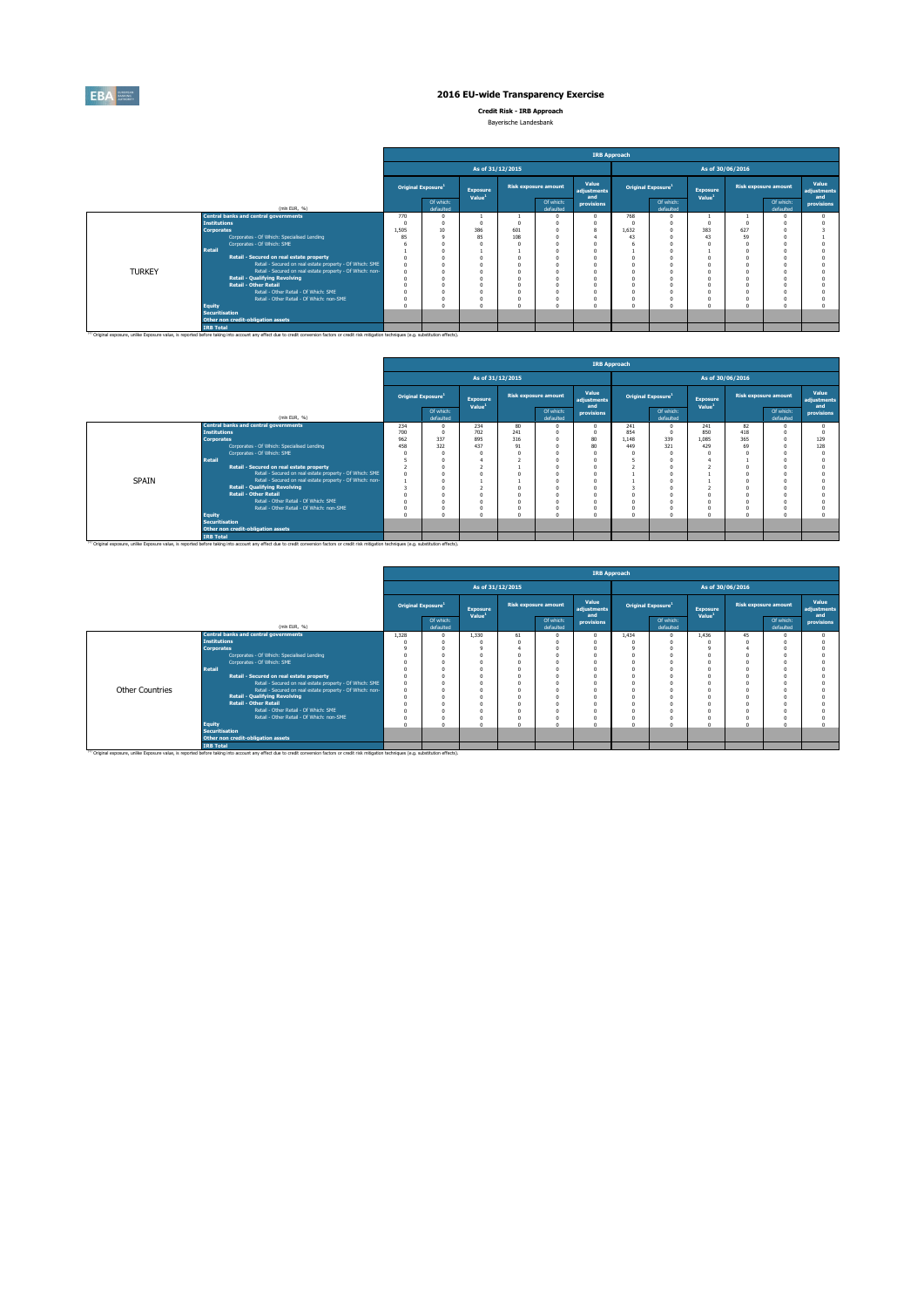# 2016 EU-wide Transparency Exercise

**Credit Risk - IRB Approach**

Bayerische Landesbank

| | | IRB Approach | | | | | | | | | | | |
|---|---|---|---|---|---|---|---|---|---|---|---|---|---|
| | | As of 31/12/2015 | | | | | | As of 30/06/2016 | | | | | |
| | | Original Exposure[1] | | Exposure Value[1] | Risk exposure amount | | Value adjustments and provisions | Original Exposure[1] | | Exposure Value[1] | Risk exposure amount | | Value adjustments and provisions |
| | (mln EUR, %) | | Of which: defaulted | | | Of which: defaulted | | | Of which: defaulted | | | Of which: defaulted | |
| TURKEY | Central banks and central governments | 770 | 0 | 1 | 1 | 0 | 0 | 768 | 0 | 1 | 1 | 0 | 0 |
| | Institutions | 0 | 0 | 0 | 0 | 0 | 0 | 0 | 0 | 0 | 0 | 0 | 0 |
| | Corporates | 1,505 | 10 | 386 | 601 | 0 | 8 | 1,632 | 0 | 383 | 627 | 0 | 3 |
| | Corporates - Of Which: Specialised Lending | 85 | 9 | 85 | 108 | 0 | 4 | 43 | 0 | 43 | 59 | 0 | 1 |
| | Corporates - Of Which: SME | 6 | 0 | 0 | 0 | 0 | 0 | 6 | 0 | 0 | 0 | 0 | 0 |
| | Retail | 1 | 0 | 1 | 1 | 0 | 0 | 1 | 0 | 1 | 0 | 0 | 0 |
| | Retail - Secured on real estate property | 0 | 0 | 0 | 0 | 0 | 0 | 0 | 0 | 0 | 0 | 0 | 0 |
| | Retail - Secured on real estate property - Of Which: SME | 0 | 0 | 0 | 0 | 0 | 0 | 0 | 0 | 0 | 0 | 0 | 0 |
| | Retail - Secured on real estate property - Of Which: non-SME | 0 | 0 | 0 | 0 | 0 | 0 | 0 | 0 | 0 | 0 | 0 | 0 |
| | Retail - Qualifying Revolving | 0 | 0 | 0 | 0 | 0 | 0 | 0 | 0 | 0 | 0 | 0 | 0 |
| | Retail - Other Retail | 0 | 0 | 0 | 0 | 0 | 0 | 0 | 0 | 0 | 0 | 0 | 0 |
| | Retail - Other Retail - Of Which: SME | 0 | 0 | 0 | 0 | 0 | 0 | 0 | 0 | 0 | 0 | 0 | 0 |
| | Retail - Other Retail - Of Which: non-SME | 0 | 0 | 0 | 0 | 0 | 0 | 0 | 0 | 0 | 0 | 0 | 0 |
| | Equity | 0 | 0 | 0 | 0 | 0 | 0 | 0 | 0 | 0 | 0 | 0 | 0 |
| | Securitisation | | | | | | | | | | | | |
| | Other non credit-obligation assets | | | | | | | | | | | | |
| | IRB Total | | | | | | | | | | | | |

(1) Original exposure, unlike Exposure value, is reported before taking into account any effect due to credit conversion factors or credit risk mitigation techniques (e.g. substitution effects).

| | | IRB Approach | | | | | | | | | | | |
|---|---|---|---|---|---|---|---|---|---|---|---|---|---|
| | | As of 31/12/2015 | | | | | | As of 30/06/2016 | | | | | |
| | | Original Exposure[1] | | Exposure Value[1] | Risk exposure amount | | Value adjustments and provisions | Original Exposure[1] | | Exposure Value[1] | Risk exposure amount | | Value adjustments and provisions |
| | (mln EUR, %) | | Of which: defaulted | | | Of which: defaulted | | | Of which: defaulted | | | Of which: defaulted | |
| SPAIN | Central banks and central governments | 234 | 0 | 234 | 80 | 0 | 0 | 241 | 0 | 241 | 82 | 0 | 0 |
| | Institutions | 700 | 0 | 702 | 241 | 0 | 0 | 854 | 0 | 850 | 418 | 0 | 0 |
| | Corporates | 962 | 337 | 895 | 316 | 0 | 80 | 1,148 | 339 | 1,085 | 365 | 0 | 129 |
| | Corporates - Of Which: Specialised Lending | 458 | 322 | 437 | 91 | 0 | 80 | 449 | 321 | 429 | 69 | 0 | 128 |
| | Corporates - Of Which: SME | 0 | 0 | 0 | 0 | 0 | 0 | 0 | 0 | 0 | 0 | 0 | 0 |
| | Retail | 5 | 0 | 4 | 2 | 0 | 0 | 5 | 0 | 4 | 1 | 0 | 0 |
| | Retail - Secured on real estate property | 2 | 0 | 2 | 1 | 0 | 0 | 2 | 0 | 2 | 0 | 0 | 0 |
| | Retail - Secured on real estate property - Of Which: SME | 0 | 0 | 0 | 0 | 0 | 0 | 1 | 0 | 1 | 0 | 0 | 0 |
| | Retail - Secured on real estate property - Of Which: non-SME | 1 | 0 | 1 | 1 | 0 | 0 | 1 | 0 | 1 | 0 | 0 | 0 |
| | Retail - Qualifying Revolving | 3 | 0 | 2 | 0 | 0 | 0 | 3 | 0 | 2 | 0 | 0 | 0 |
| | Retail - Other Retail | 0 | 0 | 0 | 0 | 0 | 0 | 0 | 0 | 0 | 0 | 0 | 0 |
| | Retail - Other Retail - Of Which: SME | 0 | 0 | 0 | 0 | 0 | 0 | 0 | 0 | 0 | 0 | 0 | 0 |
| | Retail - Other Retail - Of Which: non-SME | 0 | 0 | 0 | 0 | 0 | 0 | 0 | 0 | 0 | 0 | 0 | 0 |
| | Equity | 0 | 0 | 0 | 0 | 0 | 0 | 0 | 0 | 0 | 0 | 0 | 0 |
| | Securitisation | | | | | | | | | | | | |
| | Other non credit-obligation assets | | | | | | | | | | | | |
| | IRB Total | | | | | | | | | | | | |

(1) Original exposure, unlike Exposure value, is reported before taking into account any effect due to credit conversion factors or credit risk mitigation techniques (e.g. substitution effects).

| | | IRB Approach | | | | | | | | | | | |
|---|---|---|---|---|---|---|---|---|---|---|---|---|---|
| | | As of 31/12/2015 | | | | | | As of 30/06/2016 | | | | | |
| | | Original Exposure[1] | | Exposure Value[1] | Risk exposure amount | | Value adjustments and provisions | Original Exposure[1] | | Exposure Value[1] | Risk exposure amount | | Value adjustments and provisions |
| | (mln EUR, %) | | Of which: defaulted | | | Of which: defaulted | | | Of which: defaulted | | | Of which: defaulted | |
| Other Countries | Central banks and central governments | 1,328 | 0 | 1,330 | 61 | 0 | 0 | 1,434 | 0 | 1,436 | 45 | 0 | 0 |
| | Institutions | 0 | 0 | 0 | 0 | 0 | 0 | 0 | 0 | 0 | 0 | 0 | 0 |
| | Corporates | 9 | 0 | 9 | 4 | 0 | 0 | 9 | 0 | 9 | 4 | 0 | 0 |
| | Corporates - Of Which: Specialised Lending | 0 | 0 | 0 | 0 | 0 | 0 | 0 | 0 | 0 | 0 | 0 | 0 |
| | Corporates - Of Which: SME | 0 | 0 | 0 | 0 | 0 | 0 | 0 | 0 | 0 | 0 | 0 | 0 |
| | Retail | 0 | 0 | 0 | 0 | 0 | 0 | 0 | 0 | 0 | 0 | 0 | 0 |
| | Retail - Secured on real estate property | 0 | 0 | 0 | 0 | 0 | 0 | 0 | 0 | 0 | 0 | 0 | 0 |
| | Retail - Secured on real estate property - Of Which: SME | 0 | 0 | 0 | 0 | 0 | 0 | 0 | 0 | 0 | 0 | 0 | 0 |
| | Retail - Secured on real estate property - Of Which: non-SME | 0 | 0 | 0 | 0 | 0 | 0 | 0 | 0 | 0 | 0 | 0 | 0 |
| | Retail - Qualifying Revolving | 0 | 0 | 0 | 0 | 0 | 0 | 0 | 0 | 0 | 0 | 0 | 0 |
| | Retail - Other Retail | 0 | 0 | 0 | 0 | 0 | 0 | 0 | 0 | 0 | 0 | 0 | 0 |
| | Retail - Other Retail - Of Which: SME | 0 | 0 | 0 | 0 | 0 | 0 | 0 | 0 | 0 | 0 | 0 | 0 |
| | Retail - Other Retail - Of Which: non-SME | 0 | 0 | 0 | 0 | 0 | 0 | 0 | 0 | 0 | 0 | 0 | 0 |
| | Equity | 0 | 0 | 0 | 0 | 0 | 0 | 0 | 0 | 0 | 0 | 0 | 0 |
| | Securitisation | | | | | | | | | | | | |
| | Other non credit-obligation assets | | | | | | | | | | | | |
| | IRB Total | | | | | | | | | | | | |

(1) Original exposure, unlike Exposure value, is reported before taking into account any effect due to credit conversion factors or credit risk mitigation techniques (e.g. substitution effects).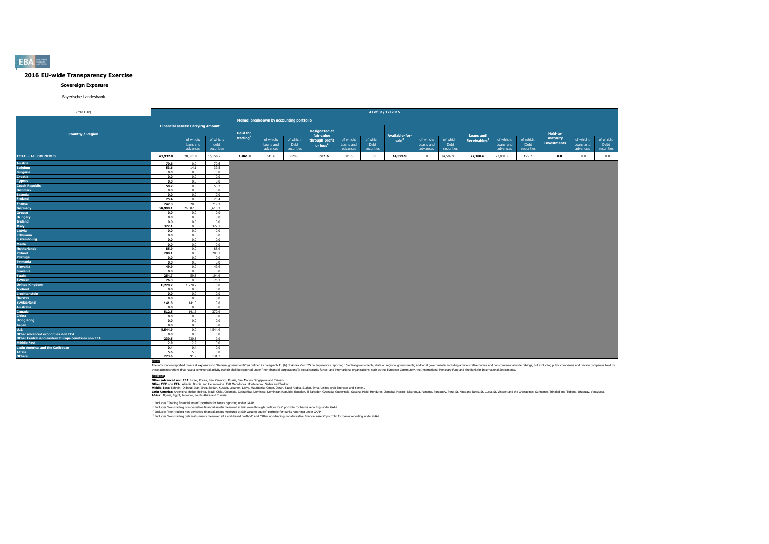## 2016 EU-wide Transparency Exercise

### Sovereign Exposure

Bayerische Landesbank

| (mln EUR) | As of 31/12/2015 | | | | | | | | | | | | | | | | | |
|---|---|---|---|---|---|---|---|---|---|---|---|---|---|---|---|---|---|---|
| | | | | Memo: breakdown by accounting portfolio | | | | | | | | | | | | | | |
| Country / Region | Financial assets: Carrying Amount | of which: loans and advances | of which: debt securities | Held for trading[1] | of which: Loans and advances | of which: Debt securities | Designated at fair value through profit or loss[2] | of which: Loans and advances | of which: Debt securities | Available-for-sale[3] | of which: Loans and advances | of which: Debt securities | Loans and Receivables[4] | of which: Loans and advances | of which: Debt securities | Held-to-maturity investments | of which: Loans and advances | of which: Debt securities |
| TOTAL - ALL COUNTRIES | 43,932.0 | 28,381.8 | 15,550.2 | 1,461.9 | 641.4 | 820.6 | 681.6 | 681.6 | 0.0 | 14,599.9 | 0.0 | 14,599.9 | 27,188.6 | 27,058.9 | 129.7 | 0.0 | 0.0 | 0.0 |
| Austria | 70.6 | 0.0 | 70.6 | | | | | | | | | | | | | | | |
| Belgium | 53.6 | 14.1 | 39.5 | | | | | | | | | | | | | | | |
| Bulgaria | 0.0 | 0.0 | 0.0 | | | | | | | | | | | | | | | |
| Croatia | 0.0 | 0.0 | 0.0 | | | | | | | | | | | | | | | |
| Cyprus | 0.0 | 0.0 | 0.0 | | | | | | | | | | | | | | | |
| Czech Republic | 58.2 | 0.0 | 58.2 | | | | | | | | | | | | | | | |
| Denmark | 0.0 | 0.0 | 0.0 | | | | | | | | | | | | | | | |
| Estonia | 0.0 | 0.0 | 0.0 | | | | | | | | | | | | | | | |
| Finland | 25.4 | 0.0 | 25.4 | | | | | | | | | | | | | | | |
| France | 747.3 | 28.0 | 719.3 | | | | | | | | | | | | | | | |
| Germany | 34,998.1 | 26,387.8 | 8,610.3 | | | | | | | | | | | | | | | |
| Greece | 0.0 | 0.0 | 0.0 | | | | | | | | | | | | | | | |
| Hungary | 0.0 | 0.0 | 0.0 | | | | | | | | | | | | | | | |
| Ireland | 0.0 | 0.0 | 0.0 | | | | | | | | | | | | | | | |
| Italy | 372.1 | 0.0 | 372.1 | | | | | | | | | | | | | | | |
| Latvia | 0.0 | 0.0 | 0.0 | | | | | | | | | | | | | | | |
| Lithuania | 0.0 | 0.0 | 0.0 | | | | | | | | | | | | | | | |
| Luxembourg | 0.0 | 0.0 | 0.0 | | | | | | | | | | | | | | | |
| Malta | 0.0 | 0.0 | 0.0 | | | | | | | | | | | | | | | |
| Netherlands | 85.9 | 0.0 | 85.9 | | | | | | | | | | | | | | | |
| Poland | 200.1 | 0.0 | 200.1 | | | | | | | | | | | | | | | |
| Portugal | 0.0 | 0.0 | 0.0 | | | | | | | | | | | | | | | |
| Romania | 0.0 | 0.0 | 0.0 | | | | | | | | | | | | | | | |
| Slovakia | 49.9 | 0.0 | 49.9 | | | | | | | | | | | | | | | |
| Slovenia | 0.0 | 0.0 | 0.0 | | | | | | | | | | | | | | | |
| Spain | 254.7 | 59.8 | 194.9 | | | | | | | | | | | | | | | |
| Sweden | 76.3 | 0.0 | 76.3 | | | | | | | | | | | | | | | |
| United Kingdom | 1,278.2 | 1,278.2 | 0.0 | | | | | | | | | | | | | | | |
| Iceland | 0.0 | 0.0 | 0.0 | | | | | | | | | | | | | | | |
| Liechtenstein | 0.0 | 0.0 | 0.0 | | | | | | | | | | | | | | | |
| Norway | 0.0 | 0.0 | 0.0 | | | | | | | | | | | | | | | |
| Switzerland | 141.0 | 141.0 | 0.0 | | | | | | | | | | | | | | | |
| Australia | 0.0 | 0.0 | 0.0 | | | | | | | | | | | | | | | |
| Canada | 512.5 | 141.6 | 370.9 | | | | | | | | | | | | | | | |
| China | 0.0 | 0.0 | 0.0 | | | | | | | | | | | | | | | |
| Hong Kong | 0.0 | 0.0 | 0.0 | | | | | | | | | | | | | | | |
| Japan | 0.0 | 0.0 | 0.0 | | | | | | | | | | | | | | | |
| U.S. | 4,544.9 | 0.0 | 4,544.9 | | | | | | | | | | | | | | | |
| Other advanced economies non EEA | 0.0 | 0.0 | 0.0 | | | | | | | | | | | | | | | |
| Other Central and eastern Europe countries non EEA | 230.5 | 230.5 | 0.0 | | | | | | | | | | | | | | | |
| Middle East | 2.9 | 2.9 | 0.0 | | | | | | | | | | | | | | | |
| Latin America and the Caribbean | 0.4 | 0.4 | 0.0 | | | | | | | | | | | | | | | |
| Africa | 5.6 | 5.6 | 0.0 | | | | | | | | | | | | | | | |
| Others | 223.6 | 91.9 | 131.7 | | | | | | | | | | | | | | | |

**Note:**
The information reported covers all exposures to "General governments" as defined in paragraph 41 (b) of Annex V of ITS on Supervisory reporting: "central governments, state or regional governments, and local governments, including administrative bodies and non-commercial undertakings, but excluding public companies and private companies held by these administrations that have a commercial activity (which shall be reported under "non-financial corporations"); social security funds; and international organisations, such as the European Community, the International Monetary Fund and the Bank for International Settlements.

**Regions:**
**Other advanced non EEA:** Israel, Korea, New Zealand, Russia, San Marino, Singapore and Taiwan.
**Other CEE non EEA:** Albania. Bosnia and Herzegovina. FYR Macedonia. Montenegro. Serbia and Turkey.
**Middle East:** Bahrain, Djibouti, Iran, Iraq, Jordan, Kuwait, Lebanon, Libya, Mauritania, Oman, Qatar, Saudi Arabia, Sudan, Syria, United Arab Emirates and Yemen.
**Latin America:** Argentina, Belize, Bolivia, Brazil, Chile, Colombia, Costa Rica, Dominica, Dominican Republic, Ecuador, El Salvador, Grenada, Guatemala, Guyana, Haiti, Honduras, Jamaica, Mexico, Nicaragua, Panama, Paraguay, Peru, St. Kitts and Nevis, St. Lucia, St. Vincent and the Grenadines, Suriname, Trinidad and Tobago, Uruguay, Venezuela.
**Africa:** Algeria, Egypt, Morocco, South Africa and Tunisia.

[1] Includes "Trading financial assets" portfolio for banks reporting under GAAP
[2] Includes "Non-trading non-derivative financial assets measured at fair value through profit or loss" portfolio for banks reporting under GAAP
[3] Includes "Non-trading non-derivative financial assets measured at fair value to equity" portfolio for banks reporting under GAAP
[4] Includes "Non-trading debt instruments measured at a cost-based method" and "Other non-trading non-derivative financial assets" portfolio for banks reporting under GAAP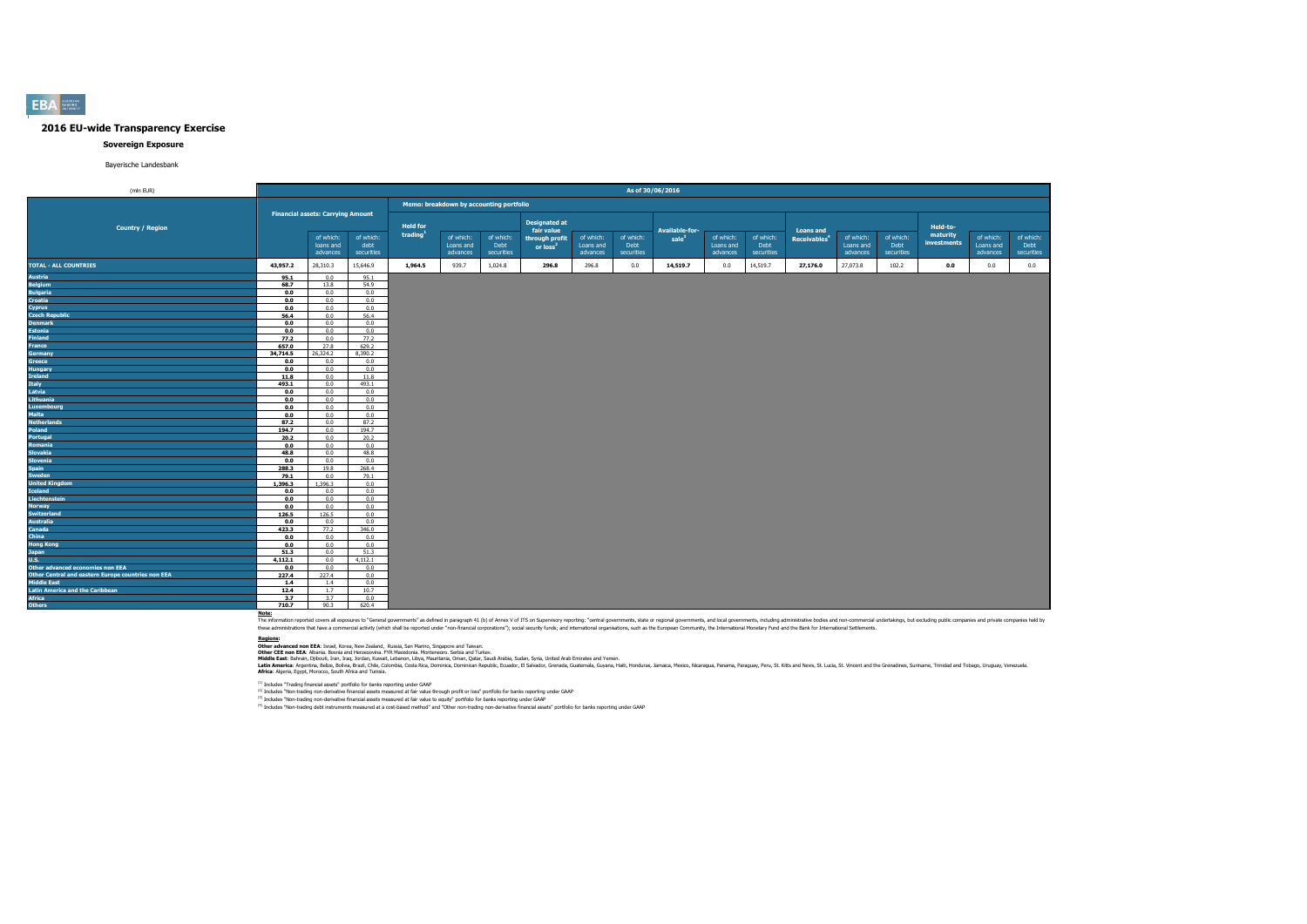# 2016 EU-wide Transparency Exercise

## Sovereign Exposure

Bayerische Landesbank

| (mln EUR) | As of 30/06/2016 | | | | | | | | | | | | | | | | | |
|---|---|---|---|---|---|---|---|---|---|---|---|---|---|---|---|---|---|---|
| | Financial assets: Carrying Amount | | | Memo: breakdown by accounting portfolio | | | | | | | | | | | | | | |
| Country / Region | | of which: loans and advances | of which: debt securities | Held for trading[1] | of which: Loans and advances | of which: Debt securities | Designated at fair value through profit or loss[2] | of which: Loans and advances | of which: Debt securities | Available-for-sale[3] | of which: Loans and advances | of which: Debt securities | Loans and Receivables[4] | of which: Loans and advances | of which: Debt securities | Held-to-maturity investments | of which: Loans and advances | of which: Debt securities |
| **TOTAL - ALL COUNTRIES** | **43,957.2** | 28,310.3 | 15,646.9 | **1,964.5** | 939.7 | 1,024.8 | **296.8** | 296.8 | 0.0 | **14,519.7** | 0.0 | 14,519.7 | **27,176.0** | 27,073.8 | 102.2 | **0.0** | 0.0 | 0.0 |
| Austria | 95.1 | 0.0 | 95.1 | | | | | | | | | | | | | | | |
| Belgium | 68.7 | 13.8 | 54.9 | | | | | | | | | | | | | | | |
| Bulgaria | 0.0 | 0.0 | 0.0 | | | | | | | | | | | | | | | |
| Croatia | 0.0 | 0.0 | 0.0 | | | | | | | | | | | | | | | |
| Cyprus | 0.0 | 0.0 | 0.0 | | | | | | | | | | | | | | | |
| Czech Republic | 56.4 | 0.0 | 56.4 | | | | | | | | | | | | | | | |
| Denmark | 0.0 | 0.0 | 0.0 | | | | | | | | | | | | | | | |
| Estonia | 0.0 | 0.0 | 0.0 | | | | | | | | | | | | | | | |
| Finland | 77.2 | 0.0 | 77.2 | | | | | | | | | | | | | | | |
| France | 657.0 | 27.8 | 629.2 | | | | | | | | | | | | | | | |
| Germany | 34,714.5 | 26,324.2 | 8,390.2 | | | | | | | | | | | | | | | |
| Greece | 0.0 | 0.0 | 0.0 | | | | | | | | | | | | | | | |
| Hungary | 0.0 | 0.0 | 0.0 | | | | | | | | | | | | | | | |
| Ireland | 11.8 | 0.0 | 11.8 | | | | | | | | | | | | | | | |
| Italy | 493.1 | 0.0 | 493.1 | | | | | | | | | | | | | | | |
| Latvia | 0.0 | 0.0 | 0.0 | | | | | | | | | | | | | | | |
| Lithuania | 0.0 | 0.0 | 0.0 | | | | | | | | | | | | | | | |
| Luxembourg | 0.0 | 0.0 | 0.0 | | | | | | | | | | | | | | | |
| Malta | 0.0 | 0.0 | 0.0 | | | | | | | | | | | | | | | |
| Netherlands | 87.2 | 0.0 | 87.2 | | | | | | | | | | | | | | | |
| Poland | 194.7 | 0.0 | 194.7 | | | | | | | | | | | | | | | |
| Portugal | 20.2 | 0.0 | 20.2 | | | | | | | | | | | | | | | |
| Romania | 0.0 | 0.0 | 0.0 | | | | | | | | | | | | | | | |
| Slovakia | 48.8 | 0.0 | 48.8 | | | | | | | | | | | | | | | |
| Slovenia | 0.0 | 0.0 | 0.0 | | | | | | | | | | | | | | | |
| Spain | 288.3 | 19.8 | 268.4 | | | | | | | | | | | | | | | |
| Sweden | 79.1 | 0.0 | 79.1 | | | | | | | | | | | | | | | |
| United Kingdom | 1,396.3 | 1,396.3 | 0.0 | | | | | | | | | | | | | | | |
| Iceland | 0.0 | 0.0 | 0.0 | | | | | | | | | | | | | | | |
| Liechtenstein | 0.0 | 0.0 | 0.0 | | | | | | | | | | | | | | | |
| Norway | 0.0 | 0.0 | 0.0 | | | | | | | | | | | | | | | |
| Switzerland | 126.5 | 126.5 | 0.0 | | | | | | | | | | | | | | | |
| Australia | 0.0 | 0.0 | 0.0 | | | | | | | | | | | | | | | |
| Canada | 423.3 | 77.2 | 346.0 | | | | | | | | | | | | | | | |
| China | 0.0 | 0.0 | 0.0 | | | | | | | | | | | | | | | |
| Hong Kong | 0.0 | 0.0 | 0.0 | | | | | | | | | | | | | | | |
| Japan | 51.3 | 0.0 | 51.3 | | | | | | | | | | | | | | | |
| U.S. | 4,112.1 | 0.0 | 4,112.1 | | | | | | | | | | | | | | | |
| Other advanced economies non EEA | 0.0 | 0.0 | 0.0 | | | | | | | | | | | | | | | |
| Other Central and eastern Europe countries non EEA | 227.4 | 227.4 | 0.0 | | | | | | | | | | | | | | | |
| Middle East | 1.4 | 1.4 | 0.0 | | | | | | | | | | | | | | | |
| Latin America and the Caribbean | 12.4 | 1.7 | 10.7 | | | | | | | | | | | | | | | |
| Africa | 3.7 | 3.7 | 0.0 | | | | | | | | | | | | | | | |
| Others | 710.7 | 90.3 | 620.4 | | | | | | | | | | | | | | | |

**Note:**

The information reported covers all exposures to "General governments" as defined in paragraph 41 (b) of Annex V of ITS on Supervisory reporting: "central governments, state or regional governments, and local governments, including administrative bodies and non-commercial undertakings, but excluding public companies and private companies held by these administrations that have a commercial activity (which shall be reported under "non-financial corporations"); social security funds; and international organisations, such as the European Community, the International Monetary Fund and the Bank for International Settlements.

**Regions:**

**Other advanced non EEA**: Israel, Korea, New Zealand, Russia, San Marino, Singapore and Taiwan.
**Other CEE non EEA**: Albania, Bosnia and Herzegovina, FYR Macedonia, Montenegro, Serbia and Turkey.
**Middle East**: Bahrain, Djibouti, Iran, Iraq, Jordan, Kuwait, Lebanon, Libya, Mauritania, Oman, Qatar, Saudi Arabia, Sudan, Syria, United Arab Emirates and Yemen.
**Latin America**: Argentina, Belize, Bolivia, Brazil, Chile, Colombia, Costa Rica, Dominica, Dominican Republic, Ecuador, El Salvador, Grenada, Guatemala, Guyana, Haiti, Honduras, Jamaica, Mexico, Nicaragua, Panama, Paraguay, Peru, St. Kitts and Nevis, St. Lucia, St. Vincent and the Grenadines, Suriname, Trinidad and Tobago, Uruguay, Venezuela.
**Africa**: Algeria, Egypt, Morocco, South Africa and Tunisia.

[1] Includes "Trading financial assets" portfolio for banks reporting under GAAP

[2] Includes "Non-trading non-derivative financial assets measured at fair value through profit or loss" portfolio for banks reporting under GAAP

[3] Includes "Non-trading non-derivative financial assets measured at fair value to equity" portfolio for banks reporting under GAAP

[4] Includes "Non-trading debt instruments measured at a cost-based method" and "Other non-trading non-derivative financial assets" portfolio for banks reporting under GAAP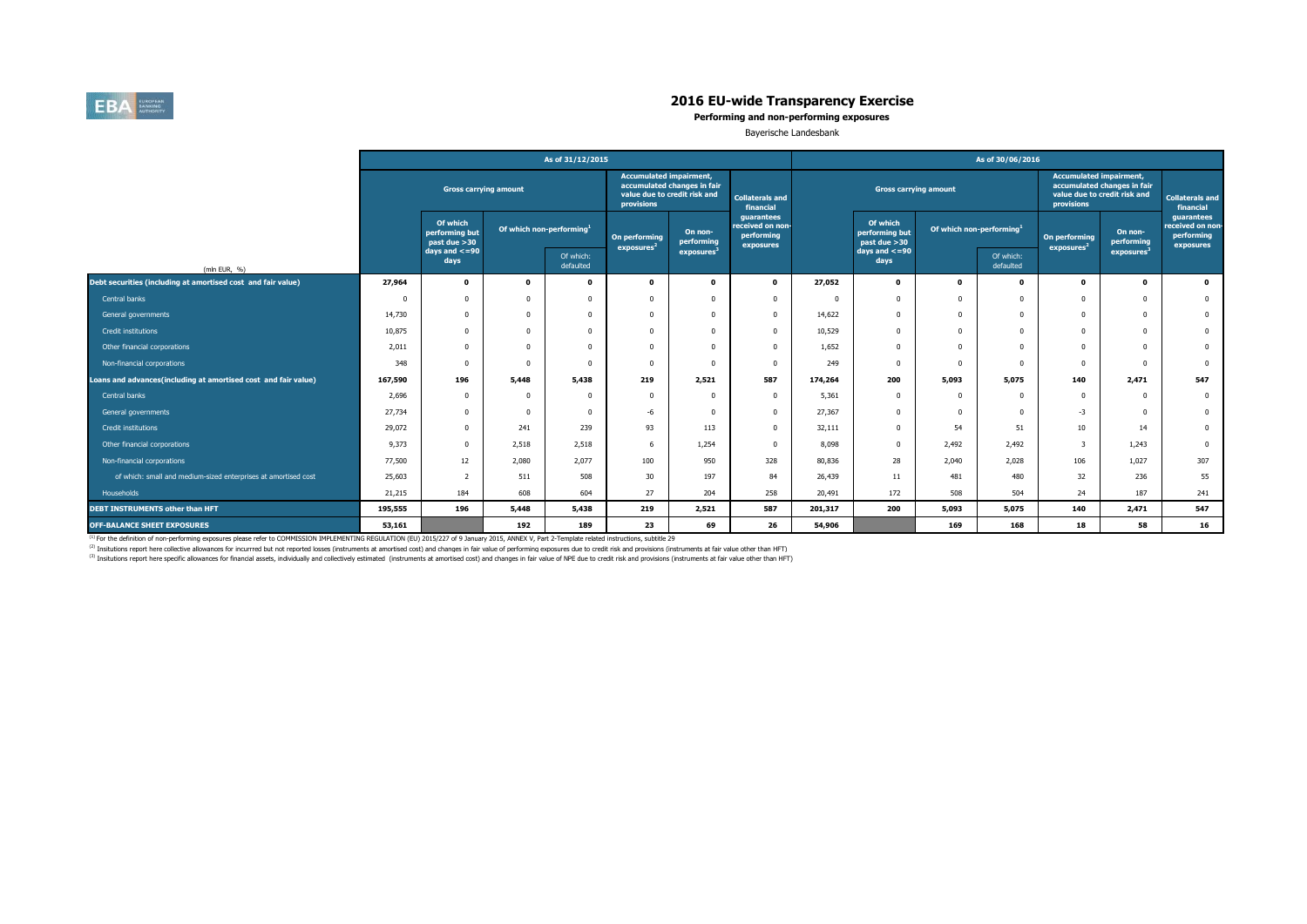# 2016 EU-wide Transparency Exercise

**Performing and non-performing exposures**

Bayerische Landesbank

| (mln EUR, %) | As of 31/12/2015 | | | | | | | As of 30/06/2016 | | | | | | |
|---|---|---|---|---|---|---|---|---|---|---|---|---|---|---|
| | Gross carrying amount | | | | Accumulated impairment, accumulated changes in fair value due to credit risk and provisions | | Collaterals and financial guarantees received on non-performing exposures | Gross carrying amount | | | | Accumulated impairment, accumulated changes in fair value due to credit risk and provisions | | Collaterals and financial guarantees received on non-performing exposures |
| | | Of which performing but past due >30 days and <=90 days | Of which non-performing[1] | | On performing exposures[2] | On non-performing exposures[3] | | | Of which performing but past due >30 days and <=90 days | Of which non-performing[1] | | On performing exposures[2] | On non-performing exposures[3] | |
| | | | | Of which: defaulted | | | | | | | Of which: defaulted | | | |
| **Debt securities (including at amortised cost and fair value)** | **27,964** | **0** | **0** | **0** | **0** | **0** | **0** | **27,052** | **0** | **0** | **0** | **0** | **0** | **0** |
| Central banks | 0 | 0 | 0 | 0 | 0 | 0 | 0 | 0 | 0 | 0 | 0 | 0 | 0 | 0 |
| General governments | 14,730 | 0 | 0 | 0 | 0 | 0 | 0 | 14,622 | 0 | 0 | 0 | 0 | 0 | 0 |
| Credit institutions | 10,875 | 0 | 0 | 0 | 0 | 0 | 0 | 10,529 | 0 | 0 | 0 | 0 | 0 | 0 |
| Other financial corporations | 2,011 | 0 | 0 | 0 | 0 | 0 | 0 | 1,652 | 0 | 0 | 0 | 0 | 0 | 0 |
| Non-financial corporations | 348 | 0 | 0 | 0 | 0 | 0 | 0 | 249 | 0 | 0 | 0 | 0 | 0 | 0 |
| **Loans and advances(including at amortised cost and fair value)** | **167,590** | **196** | **5,448** | **5,438** | **219** | **2,521** | **587** | **174,264** | **200** | **5,093** | **5,075** | **140** | **2,471** | **547** |
| Central banks | 2,696 | 0 | 0 | 0 | 0 | 0 | 0 | 5,361 | 0 | 0 | 0 | 0 | 0 | 0 |
| General governments | 27,734 | 0 | 0 | 0 | -6 | 0 | 0 | 27,367 | 0 | 0 | 0 | -3 | 0 | 0 |
| Credit institutions | 29,072 | 0 | 241 | 239 | 93 | 113 | 0 | 32,111 | 0 | 54 | 51 | 10 | 14 | 0 |
| Other financial corporations | 9,373 | 0 | 2,518 | 2,518 | 6 | 1,254 | 0 | 8,098 | 0 | 2,492 | 2,492 | 3 | 1,243 | 0 |
| Non-financial corporations | 77,500 | 12 | 2,080 | 2,077 | 100 | 950 | 328 | 80,836 | 28 | 2,040 | 2,028 | 106 | 1,027 | 307 |
| of which: small and medium-sized enterprises at amortised cost | 25,603 | 2 | 511 | 508 | 30 | 197 | 84 | 26,439 | 11 | 481 | 480 | 32 | 236 | 55 |
| Households | 21,215 | 184 | 608 | 604 | 27 | 204 | 258 | 20,491 | 172 | 508 | 504 | 24 | 187 | 241 |
| **DEBT INSTRUMENTS other than HFT** | **195,555** | **196** | **5,448** | **5,438** | **219** | **2,521** | **587** | **201,317** | **200** | **5,093** | **5,075** | **140** | **2,471** | **547** |
| **OFF-BALANCE SHEET EXPOSURES** | **53,161** | | **192** | **189** | **23** | **69** | **26** | **54,906** | | **169** | **168** | **18** | **58** | **16** |

[1] For the definition of non-performing exposures please refer to COMMISSION IMPLEMENTING REGULATION (EU) 2015/227 of 9 January 2015, ANNEX V, Part 2-Template related instructions, subtitle 29

[2] Insitutions report here collective allowances for incurrred but not reported losses (instruments at amortised cost) and changes in fair value of performing exposures due to credit risk and provisions (instruments at fair value other than HFT)

[3] Insitutions report here specific allowances for financial assets, individually and collectively estimated (instruments at amortised cost) and changes in fair value of NPE due to credit risk and provisions (instruments at fair value other than HFT)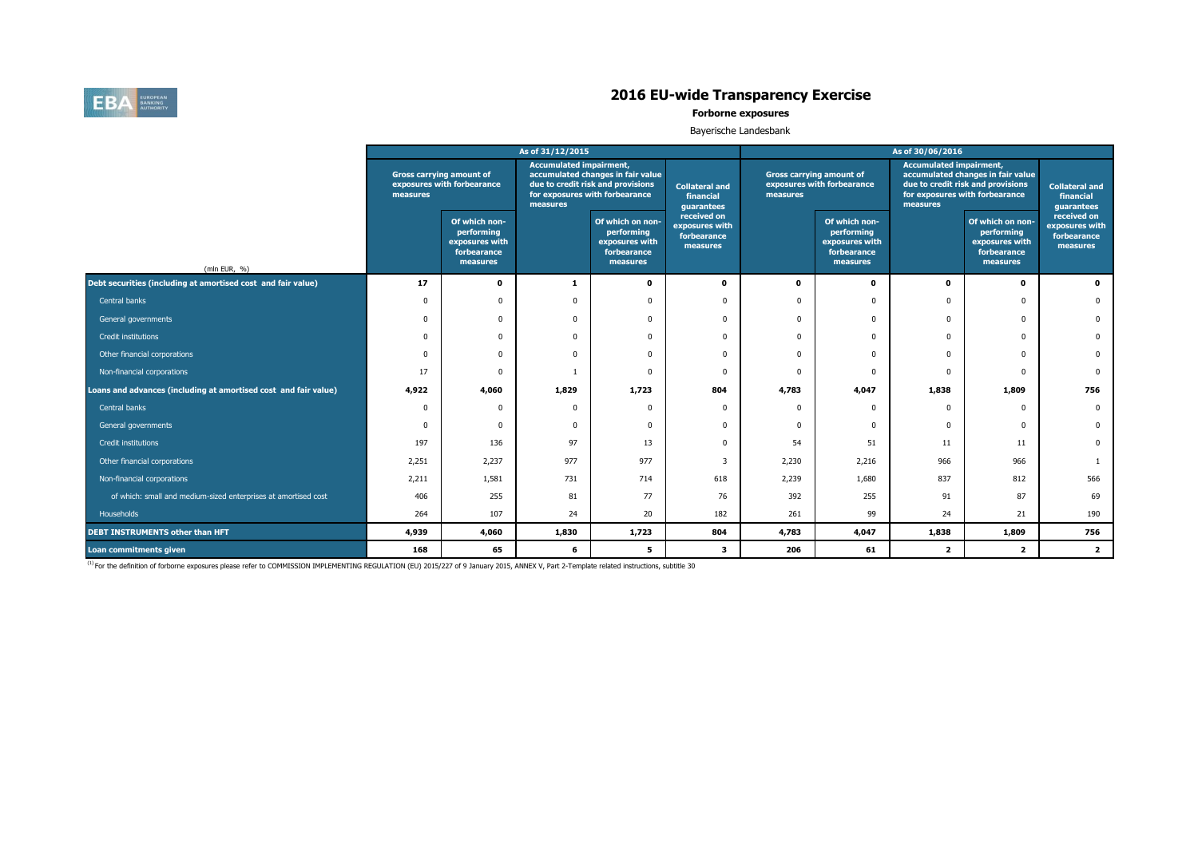# 2016 EU-wide Transparency Exercise

**Forborne exposures**

Bayerische Landesbank

| (mln EUR, %) | As of 31/12/2015 | | | | | As of 30/06/2016 | | | | |
|---|---|---|---|---|---|---|---|---|---|---|
| | Gross carrying amount of exposures with forbearance measures | | Accumulated impairment, accumulated changes in fair value due to credit risk and provisions for exposures with forbearance measures | | Collateral and financial guarantees received on exposures with forbearance measures | Gross carrying amount of exposures with forbearance measures | | Accumulated impairment, accumulated changes in fair value due to credit risk and provisions for exposures with forbearance measures | | Collateral and financial guarantees received on exposures with forbearance measures |
| | | Of which non-performing exposures with forbearance measures | | Of which on non-performing exposures with forbearance measures | | | Of which non-performing exposures with forbearance measures | | Of which on non-performing exposures with forbearance measures | |
| **Debt securities (including at amortised cost and fair value)** | **17** | **0** | **1** | **0** | **0** | **0** | **0** | **0** | **0** | **0** |
| Central banks | 0 | 0 | 0 | 0 | 0 | 0 | 0 | 0 | 0 | 0 |
| General governments | 0 | 0 | 0 | 0 | 0 | 0 | 0 | 0 | 0 | 0 |
| Credit institutions | 0 | 0 | 0 | 0 | 0 | 0 | 0 | 0 | 0 | 0 |
| Other financial corporations | 0 | 0 | 0 | 0 | 0 | 0 | 0 | 0 | 0 | 0 |
| Non-financial corporations | 17 | 0 | 1 | 0 | 0 | 0 | 0 | 0 | 0 | 0 |
| **Loans and advances (including at amortised cost and fair value)** | **4,922** | **4,060** | **1,829** | **1,723** | **804** | **4,783** | **4,047** | **1,838** | **1,809** | **756** |
| Central banks | 0 | 0 | 0 | 0 | 0 | 0 | 0 | 0 | 0 | 0 |
| General governments | 0 | 0 | 0 | 0 | 0 | 0 | 0 | 0 | 0 | 0 |
| Credit institutions | 197 | 136 | 97 | 13 | 0 | 54 | 51 | 11 | 11 | 0 |
| Other financial corporations | 2,251 | 2,237 | 977 | 977 | 3 | 2,230 | 2,216 | 966 | 966 | 1 |
| Non-financial corporations | 2,211 | 1,581 | 731 | 714 | 618 | 2,239 | 1,680 | 837 | 812 | 566 |
| of which: small and medium-sized enterprises at amortised cost | 406 | 255 | 81 | 77 | 76 | 392 | 255 | 91 | 87 | 69 |
| Households | 264 | 107 | 24 | 20 | 182 | 261 | 99 | 24 | 21 | 190 |
| **DEBT INSTRUMENTS other than HFT** | **4,939** | **4,060** | **1,830** | **1,723** | **804** | **4,783** | **4,047** | **1,838** | **1,809** | **756** |
| **Loan commitments given** | **168** | **65** | **6** | **5** | **3** | **206** | **61** | **2** | **2** | **2** |

[1] For the definition of forborne exposures please refer to COMMISSION IMPLEMENTING REGULATION (EU) 2015/227 of 9 January 2015, ANNEX V, Part 2-Template related instructions, subtitle 30